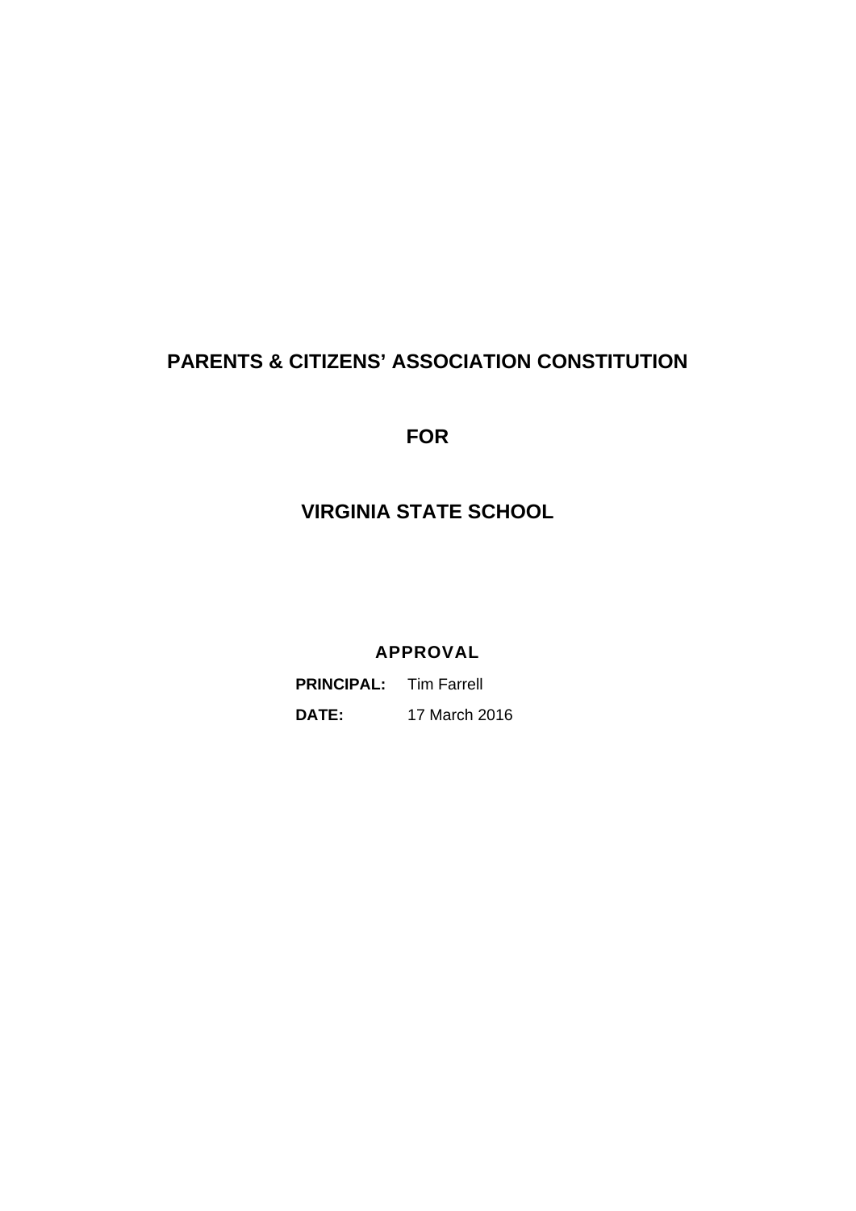# PARENTS & CITIZENS' ASSOCIATION CONSTITUTION

# FOR

# VIRGINIA STATE SCHOOL

## APPROVAL

**PRINCIPAL:** Tim Farrell

**DATE:** 17 March 2016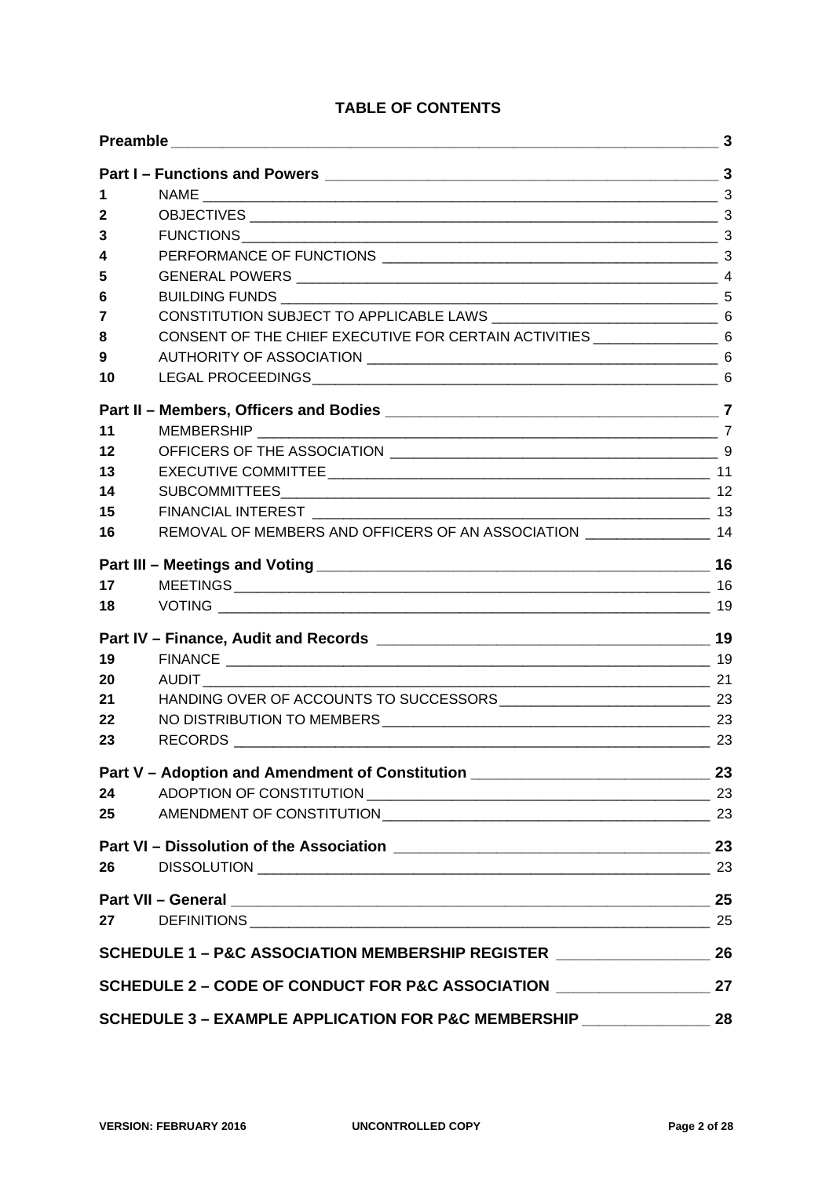# TABLE OF CONTENTS

| | | |
|---|---|---|
| **Preamble** | | **3** |
| **Part I – Functions and Powers** | | **3** |
| **1** | NAME | 3 |
| **2** | OBJECTIVES | 3 |
| **3** | FUNCTIONS | 3 |
| **4** | PERFORMANCE OF FUNCTIONS | 3 |
| **5** | GENERAL POWERS | 4 |
| **6** | BUILDING FUNDS | 5 |
| **7** | CONSTITUTION SUBJECT TO APPLICABLE LAWS | 6 |
| **8** | CONSENT OF THE CHIEF EXECUTIVE FOR CERTAIN ACTIVITIES | 6 |
| **9** | AUTHORITY OF ASSOCIATION | 6 |
| **10** | LEGAL PROCEEDINGS | 6 |
| **Part II – Members, Officers and Bodies** | | **7** |
| **11** | MEMBERSHIP | 7 |
| **12** | OFFICERS OF THE ASSOCIATION | 9 |
| **13** | EXECUTIVE COMMITTEE | 11 |
| **14** | SUBCOMMITTEES | 12 |
| **15** | FINANCIAL INTEREST | 13 |
| **16** | REMOVAL OF MEMBERS AND OFFICERS OF AN ASSOCIATION | 14 |
| **Part III – Meetings and Voting** | | **16** |
| **17** | MEETINGS | 16 |
| **18** | VOTING | 19 |
| **Part IV – Finance, Audit and Records** | | **19** |
| **19** | FINANCE | 19 |
| **20** | AUDIT | 21 |
| **21** | HANDING OVER OF ACCOUNTS TO SUCCESSORS | 23 |
| **22** | NO DISTRIBUTION TO MEMBERS | 23 |
| **23** | RECORDS | 23 |
| **Part V – Adoption and Amendment of Constitution** | | **23** |
| **24** | ADOPTION OF CONSTITUTION | 23 |
| **25** | AMENDMENT OF CONSTITUTION | 23 |
| **Part VI – Dissolution of the Association** | | **23** |
| **26** | DISSOLUTION | 23 |
| **Part VII – General** | | **25** |
| **27** | DEFINITIONS | 25 |
| **SCHEDULE 1 – P&C ASSOCIATION MEMBERSHIP REGISTER** | | **26** |
| **SCHEDULE 2 – CODE OF CONDUCT FOR P&C ASSOCIATION** | | **27** |
| **SCHEDULE 3 – EXAMPLE APPLICATION FOR P&C MEMBERSHIP** | | **28** |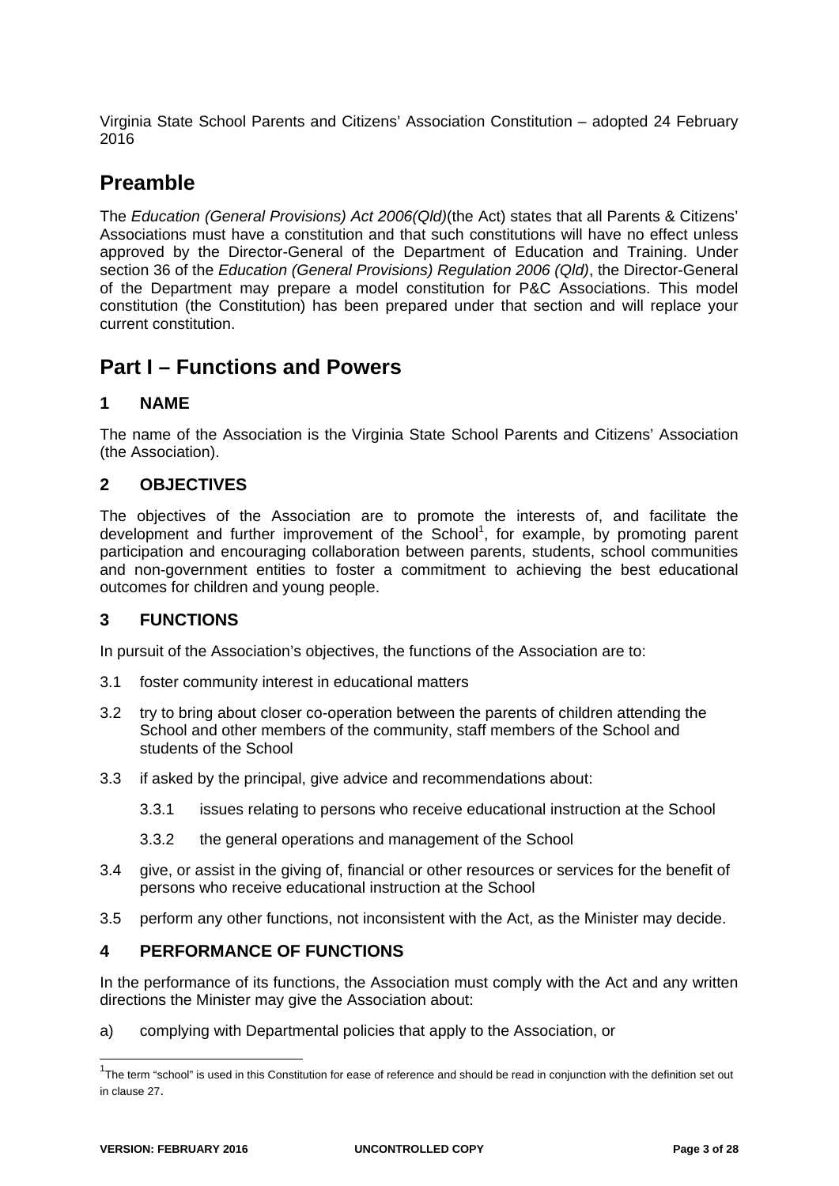Virginia State School Parents and Citizens' Association Constitution – adopted 24 February 2016

## Preamble

The *Education (General Provisions) Act 2006(Qld)*(the Act) states that all Parents & Citizens' Associations must have a constitution and that such constitutions will have no effect unless approved by the Director-General of the Department of Education and Training. Under section 36 of the *Education (General Provisions) Regulation 2006 (Qld)*, the Director-General of the Department may prepare a model constitution for P&C Associations. This model constitution (the Constitution) has been prepared under that section and will replace your current constitution.

## Part I – Functions and Powers

### 1 NAME

The name of the Association is the Virginia State School Parents and Citizens' Association (the Association).

### 2 OBJECTIVES

The objectives of the Association are to promote the interests of, and facilitate the development and further improvement of the School[1], for example, by promoting parent participation and encouraging collaboration between parents, students, school communities and non-government entities to foster a commitment to achieving the best educational outcomes for children and young people.

### 3 FUNCTIONS

In pursuit of the Association's objectives, the functions of the Association are to:

3.1 foster community interest in educational matters

3.2 try to bring about closer co-operation between the parents of children attending the School and other members of the community, staff members of the School and students of the School

3.3 if asked by the principal, give advice and recommendations about:

 3.3.1 issues relating to persons who receive educational instruction at the School

 3.3.2 the general operations and management of the School

3.4 give, or assist in the giving of, financial or other resources or services for the benefit of persons who receive educational instruction at the School

3.5 perform any other functions, not inconsistent with the Act, as the Minister may decide.

### 4 PERFORMANCE OF FUNCTIONS

In the performance of its functions, the Association must comply with the Act and any written directions the Minister may give the Association about:

a) complying with Departmental policies that apply to the Association, or

[1] The term "school" is used in this Constitution for ease of reference and should be read in conjunction with the definition set out in clause 27.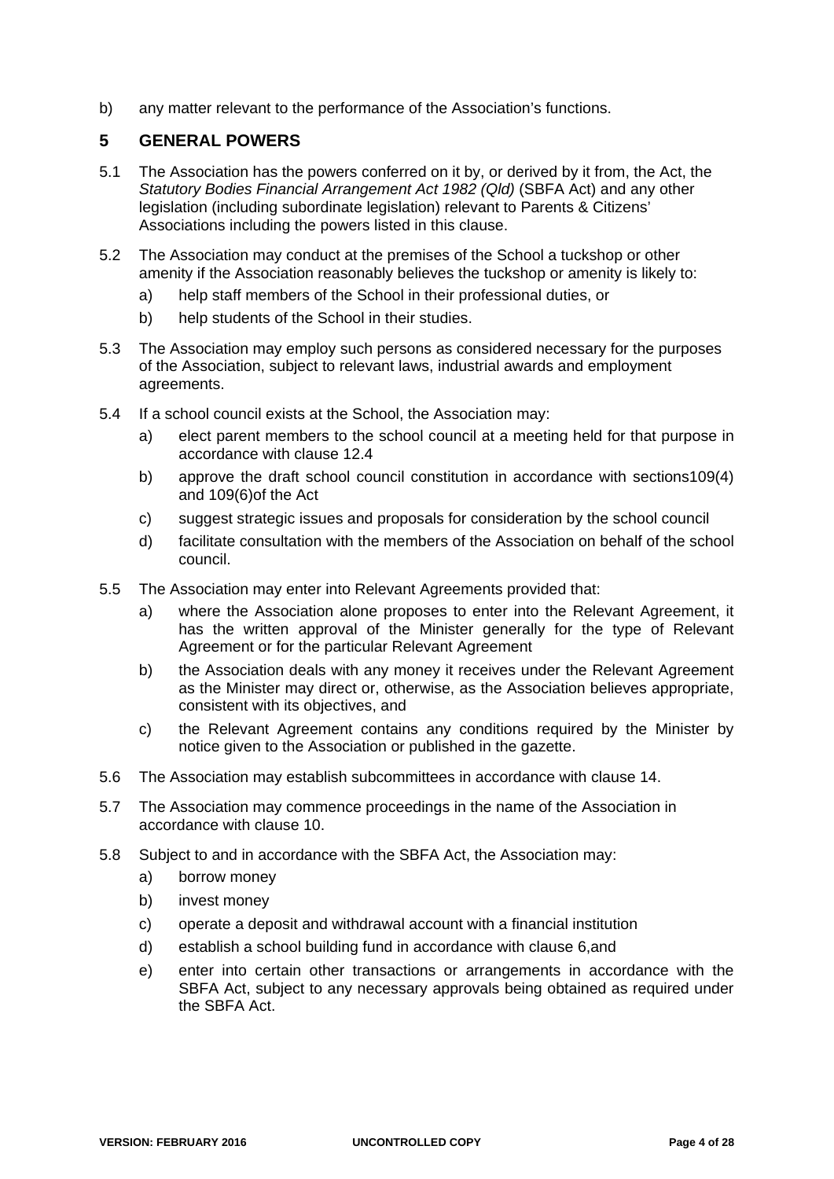b) any matter relevant to the performance of the Association's functions.

## 5 GENERAL POWERS

5.1 The Association has the powers conferred on it by, or derived by it from, the Act, the *Statutory Bodies Financial Arrangement Act 1982 (Qld)* (SBFA Act) and any other legislation (including subordinate legislation) relevant to Parents & Citizens' Associations including the powers listed in this clause.

5.2 The Association may conduct at the premises of the School a tuckshop or other amenity if the Association reasonably believes the tuckshop or amenity is likely to:

a) help staff members of the School in their professional duties, or

b) help students of the School in their studies.

5.3 The Association may employ such persons as considered necessary for the purposes of the Association, subject to relevant laws, industrial awards and employment agreements.

5.4 If a school council exists at the School, the Association may:

a) elect parent members to the school council at a meeting held for that purpose in accordance with clause 12.4

b) approve the draft school council constitution in accordance with sections109(4) and 109(6)of the Act

c) suggest strategic issues and proposals for consideration by the school council

d) facilitate consultation with the members of the Association on behalf of the school council.

5.5 The Association may enter into Relevant Agreements provided that:

a) where the Association alone proposes to enter into the Relevant Agreement, it has the written approval of the Minister generally for the type of Relevant Agreement or for the particular Relevant Agreement

b) the Association deals with any money it receives under the Relevant Agreement as the Minister may direct or, otherwise, as the Association believes appropriate, consistent with its objectives, and

c) the Relevant Agreement contains any conditions required by the Minister by notice given to the Association or published in the gazette.

5.6 The Association may establish subcommittees in accordance with clause 14.

5.7 The Association may commence proceedings in the name of the Association in accordance with clause 10.

5.8 Subject to and in accordance with the SBFA Act, the Association may:

a) borrow money

b) invest money

c) operate a deposit and withdrawal account with a financial institution

d) establish a school building fund in accordance with clause 6,and

e) enter into certain other transactions or arrangements in accordance with the SBFA Act, subject to any necessary approvals being obtained as required under the SBFA Act.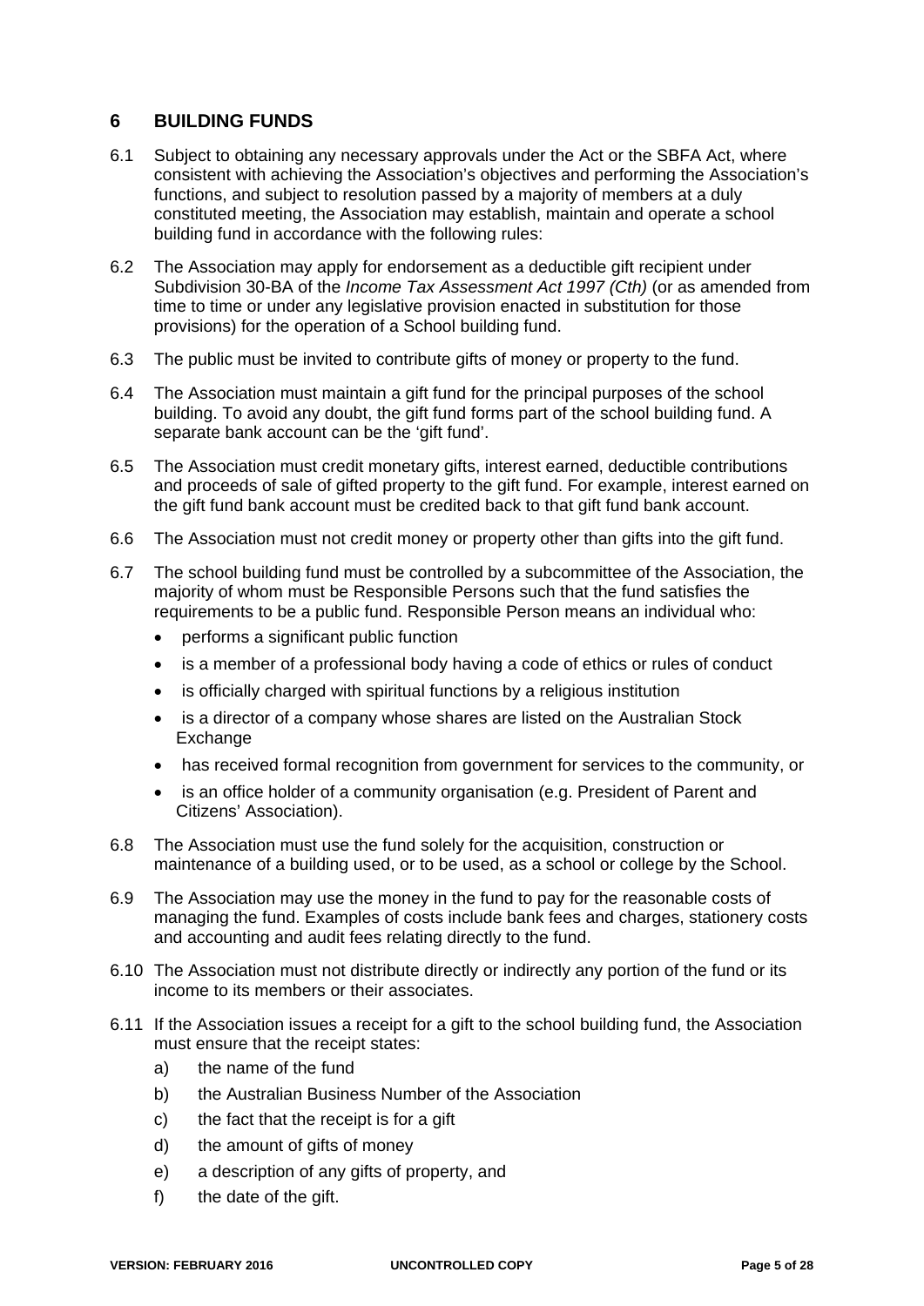## 6 BUILDING FUNDS

6.1 Subject to obtaining any necessary approvals under the Act or the SBFA Act, where consistent with achieving the Association's objectives and performing the Association's functions, and subject to resolution passed by a majority of members at a duly constituted meeting, the Association may establish, maintain and operate a school building fund in accordance with the following rules:

6.2 The Association may apply for endorsement as a deductible gift recipient under Subdivision 30-BA of the *Income Tax Assessment Act 1997 (Cth)* (or as amended from time to time or under any legislative provision enacted in substitution for those provisions) for the operation of a School building fund.

6.3 The public must be invited to contribute gifts of money or property to the fund.

6.4 The Association must maintain a gift fund for the principal purposes of the school building. To avoid any doubt, the gift fund forms part of the school building fund. A separate bank account can be the 'gift fund'.

6.5 The Association must credit monetary gifts, interest earned, deductible contributions and proceeds of sale of gifted property to the gift fund. For example, interest earned on the gift fund bank account must be credited back to that gift fund bank account.

6.6 The Association must not credit money or property other than gifts into the gift fund.

6.7 The school building fund must be controlled by a subcommittee of the Association, the majority of whom must be Responsible Persons such that the fund satisfies the requirements to be a public fund. Responsible Person means an individual who:

- performs a significant public function
- is a member of a professional body having a code of ethics or rules of conduct
- is officially charged with spiritual functions by a religious institution
- is a director of a company whose shares are listed on the Australian Stock Exchange
- has received formal recognition from government for services to the community, or
- is an office holder of a community organisation (e.g. President of Parent and Citizens' Association).

6.8 The Association must use the fund solely for the acquisition, construction or maintenance of a building used, or to be used, as a school or college by the School.

6.9 The Association may use the money in the fund to pay for the reasonable costs of managing the fund. Examples of costs include bank fees and charges, stationery costs and accounting and audit fees relating directly to the fund.

6.10 The Association must not distribute directly or indirectly any portion of the fund or its income to its members or their associates.

6.11 If the Association issues a receipt for a gift to the school building fund, the Association must ensure that the receipt states:

a) the name of the fund
b) the Australian Business Number of the Association
c) the fact that the receipt is for a gift
d) the amount of gifts of money
e) a description of any gifts of property, and
f) the date of the gift.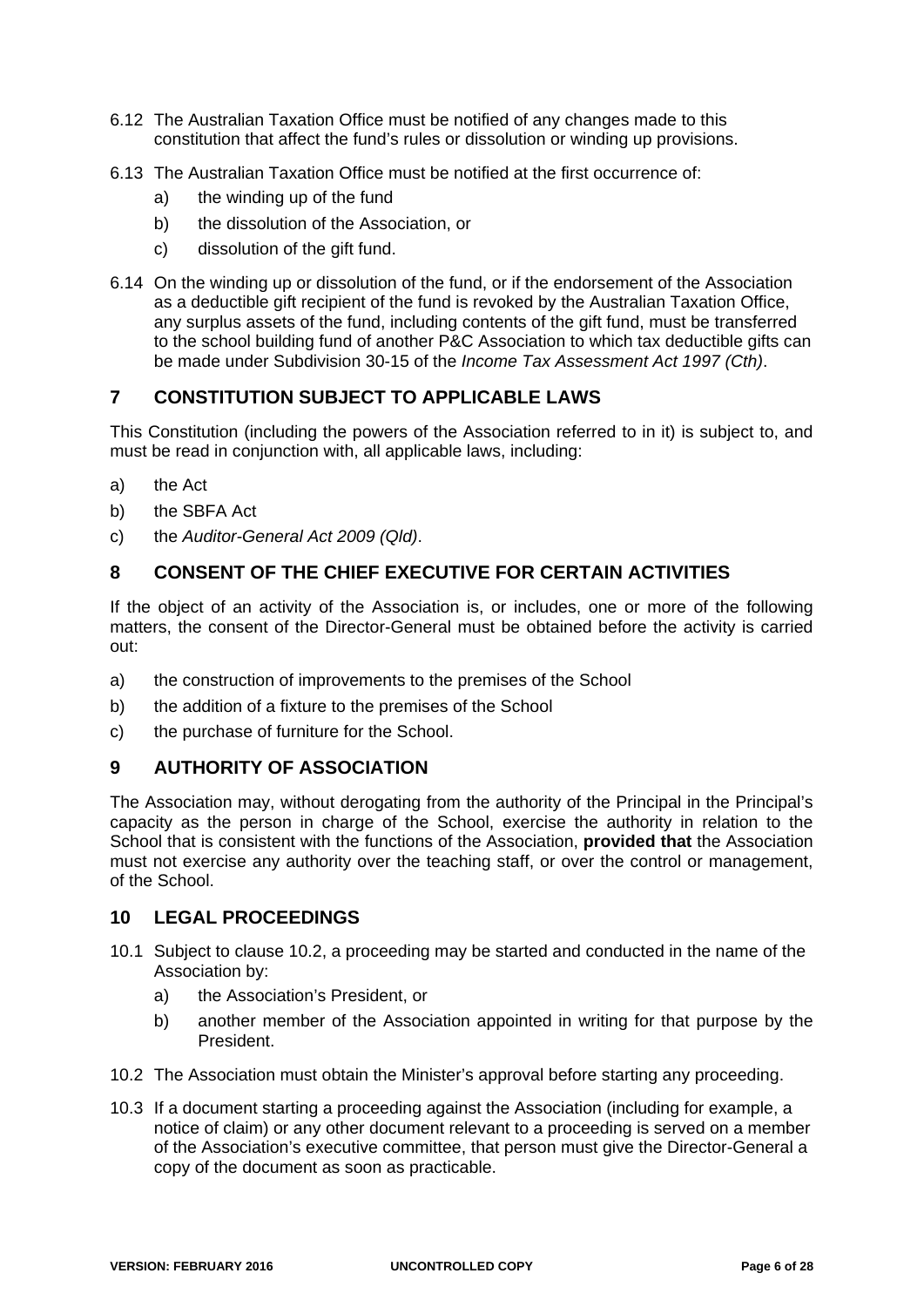6.12 The Australian Taxation Office must be notified of any changes made to this constitution that affect the fund's rules or dissolution or winding up provisions.

6.13 The Australian Taxation Office must be notified at the first occurrence of:

a) the winding up of the fund

b) the dissolution of the Association, or

c) dissolution of the gift fund.

6.14 On the winding up or dissolution of the fund, or if the endorsement of the Association as a deductible gift recipient of the fund is revoked by the Australian Taxation Office, any surplus assets of the fund, including contents of the gift fund, must be transferred to the school building fund of another P&C Association to which tax deductible gifts can be made under Subdivision 30-15 of the *Income Tax Assessment Act 1997 (Cth)*.

## 7 CONSTITUTION SUBJECT TO APPLICABLE LAWS

This Constitution (including the powers of the Association referred to in it) is subject to, and must be read in conjunction with, all applicable laws, including:

a) the Act

b) the SBFA Act

c) the *Auditor-General Act 2009 (Qld)*.

## 8 CONSENT OF THE CHIEF EXECUTIVE FOR CERTAIN ACTIVITIES

If the object of an activity of the Association is, or includes, one or more of the following matters, the consent of the Director-General must be obtained before the activity is carried out:

a) the construction of improvements to the premises of the School

b) the addition of a fixture to the premises of the School

c) the purchase of furniture for the School.

## 9 AUTHORITY OF ASSOCIATION

The Association may, without derogating from the authority of the Principal in the Principal's capacity as the person in charge of the School, exercise the authority in relation to the School that is consistent with the functions of the Association, **provided that** the Association must not exercise any authority over the teaching staff, or over the control or management, of the School.

## 10 LEGAL PROCEEDINGS

10.1 Subject to clause 10.2, a proceeding may be started and conducted in the name of the Association by:

a) the Association's President, or

b) another member of the Association appointed in writing for that purpose by the President.

10.2 The Association must obtain the Minister's approval before starting any proceeding.

10.3 If a document starting a proceeding against the Association (including for example, a notice of claim) or any other document relevant to a proceeding is served on a member of the Association's executive committee, that person must give the Director-General a copy of the document as soon as practicable.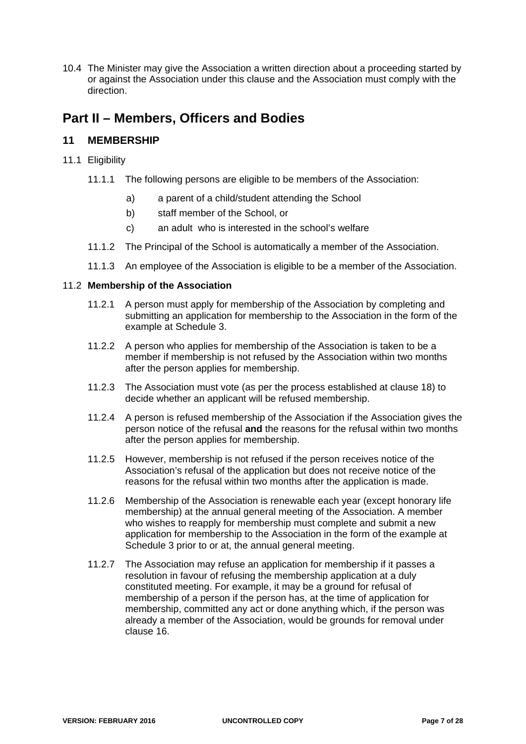10.4 The Minister may give the Association a written direction about a proceeding started by or against the Association under this clause and the Association must comply with the direction.

# Part II – Members, Officers and Bodies

## 11 MEMBERSHIP

11.1 Eligibility

11.1.1 The following persons are eligible to be members of the Association:

a) a parent of a child/student attending the School

b) staff member of the School, or

c) an adult who is interested in the school's welfare

11.1.2 The Principal of the School is automatically a member of the Association.

11.1.3 An employee of the Association is eligible to be a member of the Association.

11.2 **Membership of the Association**

11.2.1 A person must apply for membership of the Association by completing and submitting an application for membership to the Association in the form of the example at Schedule 3.

11.2.2 A person who applies for membership of the Association is taken to be a member if membership is not refused by the Association within two months after the person applies for membership.

11.2.3 The Association must vote (as per the process established at clause 18) to decide whether an applicant will be refused membership.

11.2.4 A person is refused membership of the Association if the Association gives the person notice of the refusal **and** the reasons for the refusal within two months after the person applies for membership.

11.2.5 However, membership is not refused if the person receives notice of the Association's refusal of the application but does not receive notice of the reasons for the refusal within two months after the application is made.

11.2.6 Membership of the Association is renewable each year (except honorary life membership) at the annual general meeting of the Association. A member who wishes to reapply for membership must complete and submit a new application for membership to the Association in the form of the example at Schedule 3 prior to or at, the annual general meeting.

11.2.7 The Association may refuse an application for membership if it passes a resolution in favour of refusing the membership application at a duly constituted meeting. For example, it may be a ground for refusal of membership of a person if the person has, at the time of application for membership, committed any act or done anything which, if the person was already a member of the Association, would be grounds for removal under clause 16.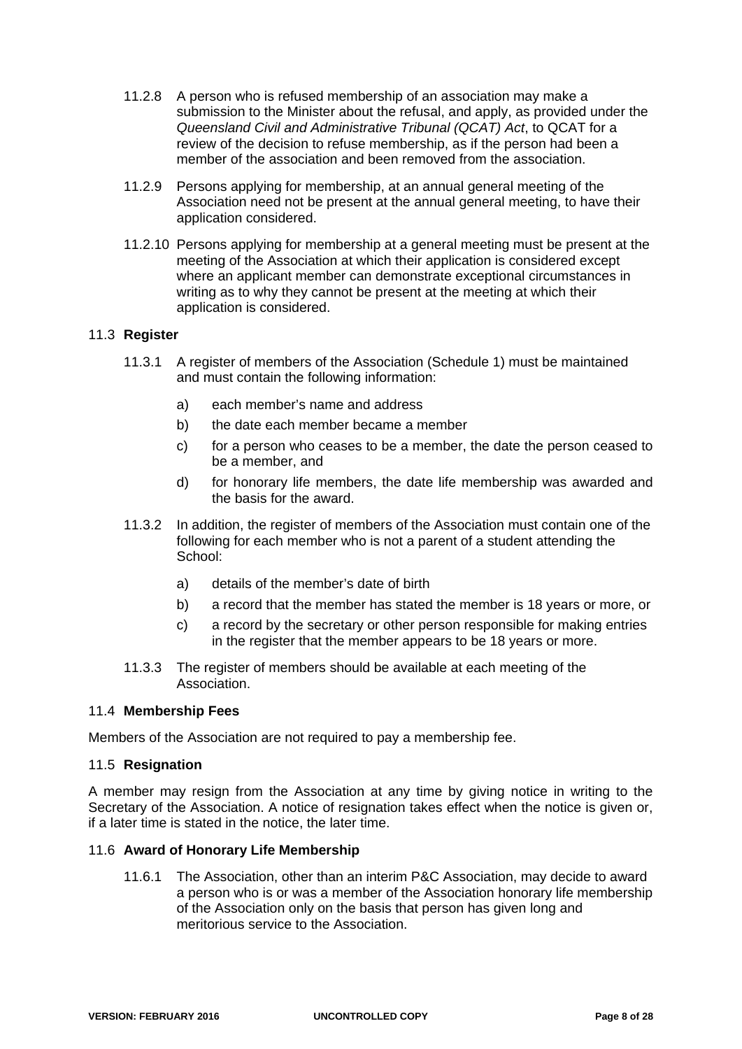11.2.8 A person who is refused membership of an association may make a submission to the Minister about the refusal, and apply, as provided under the *Queensland Civil and Administrative Tribunal (QCAT) Act*, to QCAT for a review of the decision to refuse membership, as if the person had been a member of the association and been removed from the association.

11.2.9 Persons applying for membership, at an annual general meeting of the Association need not be present at the annual general meeting, to have their application considered.

11.2.10 Persons applying for membership at a general meeting must be present at the meeting of the Association at which their application is considered except where an applicant member can demonstrate exceptional circumstances in writing as to why they cannot be present at the meeting at which their application is considered.

### 11.3 Register

11.3.1 A register of members of the Association (Schedule 1) must be maintained and must contain the following information:

a) each member's name and address

b) the date each member became a member

c) for a person who ceases to be a member, the date the person ceased to be a member, and

d) for honorary life members, the date life membership was awarded and the basis for the award.

11.3.2 In addition, the register of members of the Association must contain one of the following for each member who is not a parent of a student attending the School:

a) details of the member's date of birth

b) a record that the member has stated the member is 18 years or more, or

c) a record by the secretary or other person responsible for making entries in the register that the member appears to be 18 years or more.

11.3.3 The register of members should be available at each meeting of the Association.

### 11.4 Membership Fees

Members of the Association are not required to pay a membership fee.

### 11.5 Resignation

A member may resign from the Association at any time by giving notice in writing to the Secretary of the Association. A notice of resignation takes effect when the notice is given or, if a later time is stated in the notice, the later time.

### 11.6 Award of Honorary Life Membership

11.6.1 The Association, other than an interim P&C Association, may decide to award a person who is or was a member of the Association honorary life membership of the Association only on the basis that person has given long and meritorious service to the Association.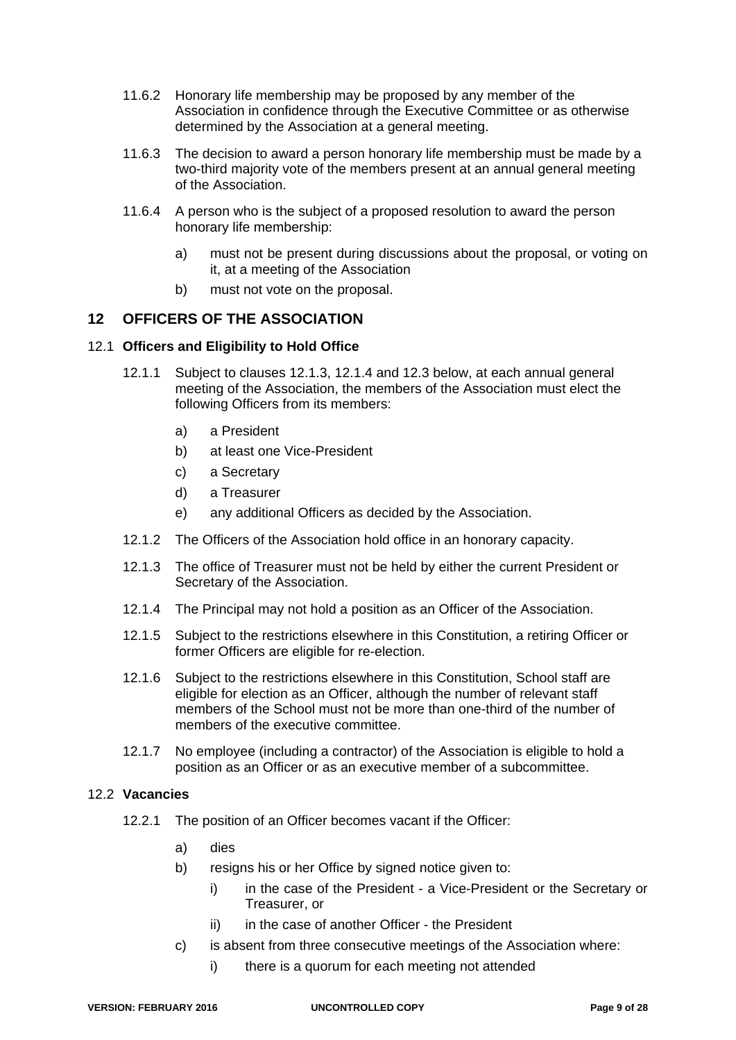11.6.2 Honorary life membership may be proposed by any member of the Association in confidence through the Executive Committee or as otherwise determined by the Association at a general meeting.

11.6.3 The decision to award a person honorary life membership must be made by a two-third majority vote of the members present at an annual general meeting of the Association.

11.6.4 A person who is the subject of a proposed resolution to award the person honorary life membership:

a) must not be present during discussions about the proposal, or voting on it, at a meeting of the Association

b) must not vote on the proposal.

## 12 OFFICERS OF THE ASSOCIATION

### 12.1 Officers and Eligibility to Hold Office

12.1.1 Subject to clauses 12.1.3, 12.1.4 and 12.3 below, at each annual general meeting of the Association, the members of the Association must elect the following Officers from its members:

a) a President

b) at least one Vice-President

c) a Secretary

d) a Treasurer

e) any additional Officers as decided by the Association.

12.1.2 The Officers of the Association hold office in an honorary capacity.

12.1.3 The office of Treasurer must not be held by either the current President or Secretary of the Association.

12.1.4 The Principal may not hold a position as an Officer of the Association.

12.1.5 Subject to the restrictions elsewhere in this Constitution, a retiring Officer or former Officers are eligible for re-election.

12.1.6 Subject to the restrictions elsewhere in this Constitution, School staff are eligible for election as an Officer, although the number of relevant staff members of the School must not be more than one-third of the number of members of the executive committee.

12.1.7 No employee (including a contractor) of the Association is eligible to hold a position as an Officer or as an executive member of a subcommittee.

### 12.2 Vacancies

12.2.1 The position of an Officer becomes vacant if the Officer:

a) dies

b) resigns his or her Office by signed notice given to:

   i) in the case of the President - a Vice-President or the Secretary or Treasurer, or

   ii) in the case of another Officer - the President

c) is absent from three consecutive meetings of the Association where:

   i) there is a quorum for each meeting not attended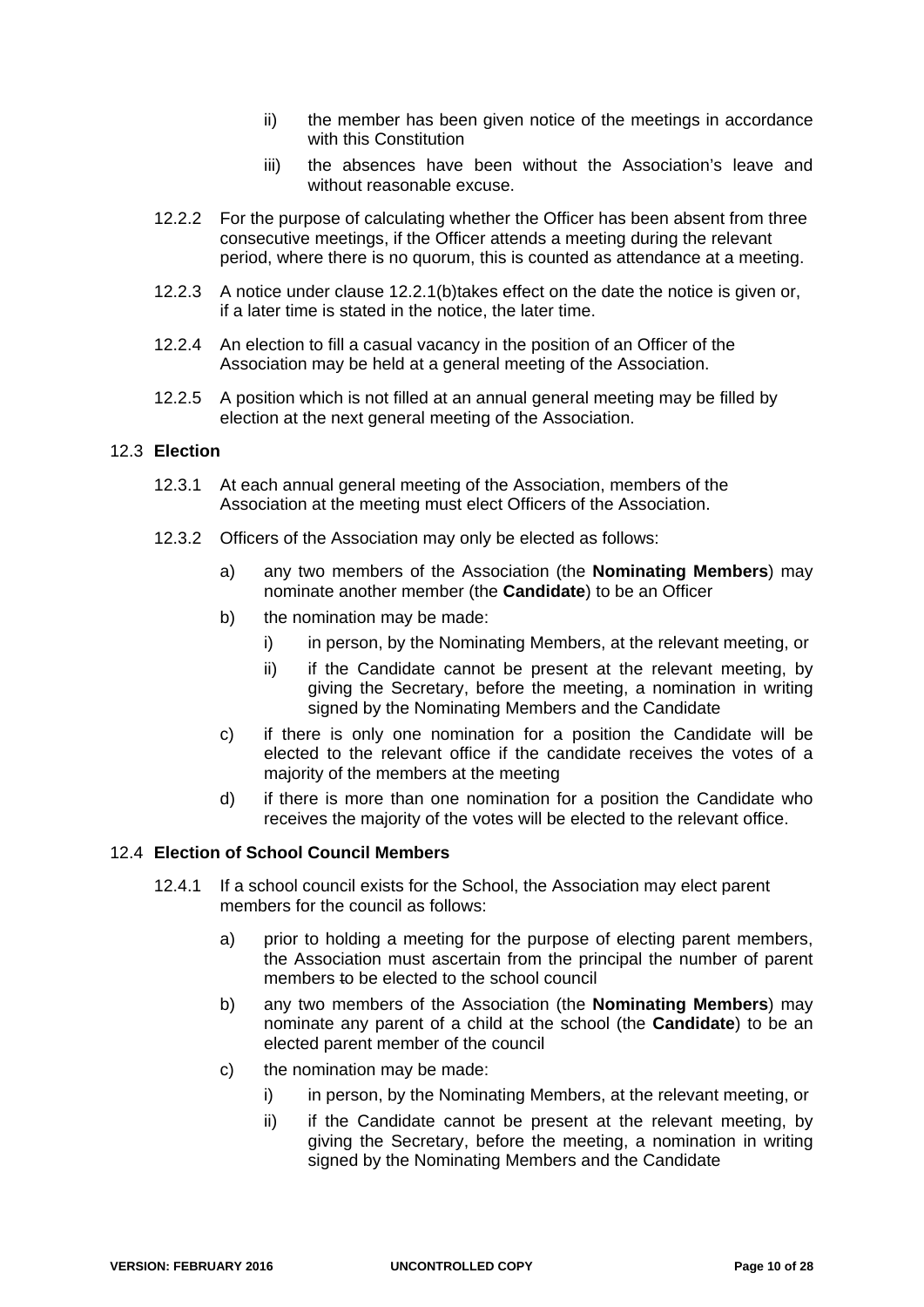- ii) the member has been given notice of the meetings in accordance with this Constitution
- iii) the absences have been without the Association's leave and without reasonable excuse.

12.2.2 For the purpose of calculating whether the Officer has been absent from three consecutive meetings, if the Officer attends a meeting during the relevant period, where there is no quorum, this is counted as attendance at a meeting.

12.2.3 A notice under clause 12.2.1(b)takes effect on the date the notice is given or, if a later time is stated in the notice, the later time.

12.2.4 An election to fill a casual vacancy in the position of an Officer of the Association may be held at a general meeting of the Association.

12.2.5 A position which is not filled at an annual general meeting may be filled by election at the next general meeting of the Association.

### 12.3 **Election**

12.3.1 At each annual general meeting of the Association, members of the Association at the meeting must elect Officers of the Association.

12.3.2 Officers of the Association may only be elected as follows:

- a) any two members of the Association (the **Nominating Members**) may nominate another member (the **Candidate**) to be an Officer
- b) the nomination may be made:
  - i) in person, by the Nominating Members, at the relevant meeting, or
  - ii) if the Candidate cannot be present at the relevant meeting, by giving the Secretary, before the meeting, a nomination in writing signed by the Nominating Members and the Candidate
- c) if there is only one nomination for a position the Candidate will be elected to the relevant office if the candidate receives the votes of a majority of the members at the meeting
- d) if there is more than one nomination for a position the Candidate who receives the majority of the votes will be elected to the relevant office.

### 12.4 **Election of School Council Members**

12.4.1 If a school council exists for the School, the Association may elect parent members for the council as follows:

- a) prior to holding a meeting for the purpose of electing parent members, the Association must ascertain from the principal the number of parent members to be elected to the school council
- b) any two members of the Association (the **Nominating Members**) may nominate any parent of a child at the school (the **Candidate**) to be an elected parent member of the council
- c) the nomination may be made:
  - i) in person, by the Nominating Members, at the relevant meeting, or
  - ii) if the Candidate cannot be present at the relevant meeting, by giving the Secretary, before the meeting, a nomination in writing signed by the Nominating Members and the Candidate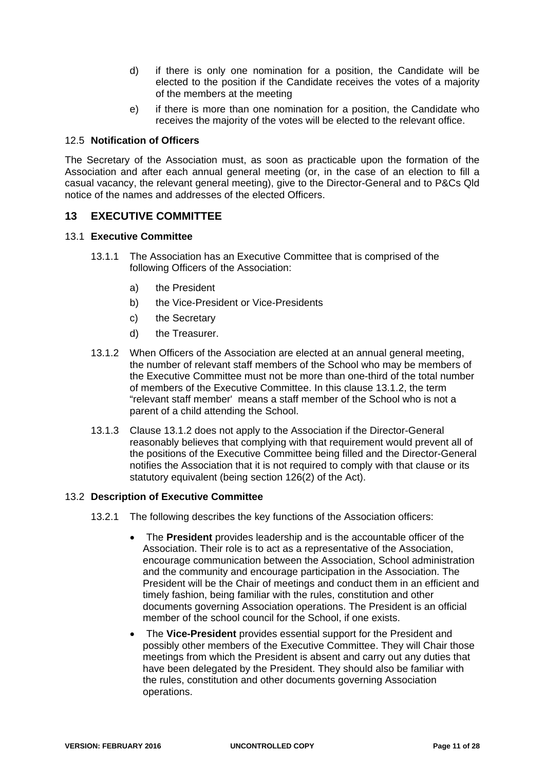d) if there is only one nomination for a position, the Candidate will be elected to the position if the Candidate receives the votes of a majority of the members at the meeting

e) if there is more than one nomination for a position, the Candidate who receives the majority of the votes will be elected to the relevant office.

### 12.5 Notification of Officers

The Secretary of the Association must, as soon as practicable upon the formation of the Association and after each annual general meeting (or, in the case of an election to fill a casual vacancy, the relevant general meeting), give to the Director-General and to P&Cs Qld notice of the names and addresses of the elected Officers.

## 13 EXECUTIVE COMMITTEE

### 13.1 Executive Committee

13.1.1 The Association has an Executive Committee that is comprised of the following Officers of the Association:

a) the President

b) the Vice-President or Vice-Presidents

c) the Secretary

d) the Treasurer.

13.1.2 When Officers of the Association are elected at an annual general meeting, the number of relevant staff members of the School who may be members of the Executive Committee must not be more than one-third of the total number of members of the Executive Committee. In this clause 13.1.2, the term "relevant staff member' means a staff member of the School who is not a parent of a child attending the School.

13.1.3 Clause 13.1.2 does not apply to the Association if the Director-General reasonably believes that complying with that requirement would prevent all of the positions of the Executive Committee being filled and the Director-General notifies the Association that it is not required to comply with that clause or its statutory equivalent (being section 126(2) of the Act).

### 13.2 Description of Executive Committee

13.2.1 The following describes the key functions of the Association officers:

- The **President** provides leadership and is the accountable officer of the Association. Their role is to act as a representative of the Association, encourage communication between the Association, School administration and the community and encourage participation in the Association. The President will be the Chair of meetings and conduct them in an efficient and timely fashion, being familiar with the rules, constitution and other documents governing Association operations. The President is an official member of the school council for the School, if one exists.
- The **Vice-President** provides essential support for the President and possibly other members of the Executive Committee. They will Chair those meetings from which the President is absent and carry out any duties that have been delegated by the President. They should also be familiar with the rules, constitution and other documents governing Association operations.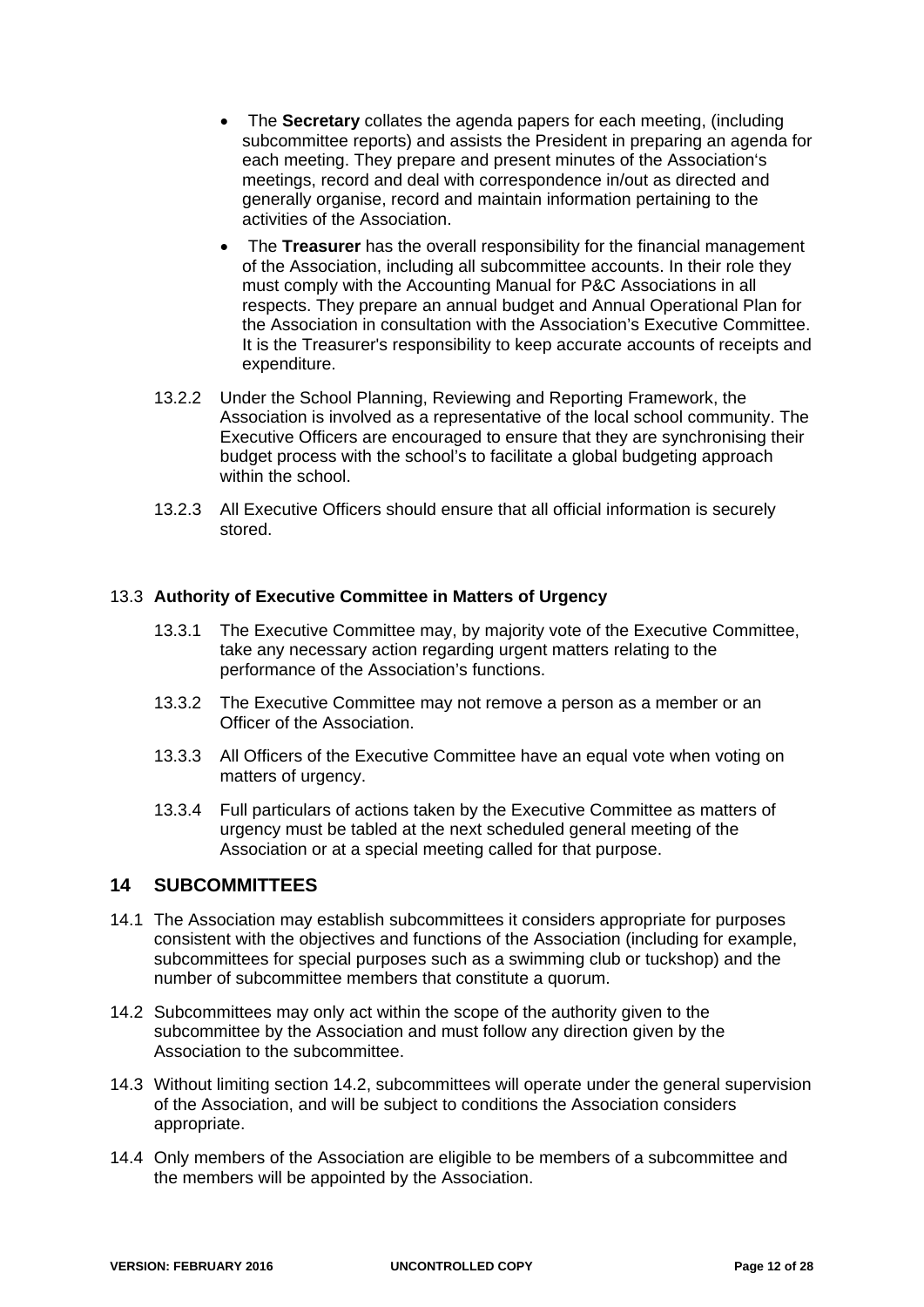- The **Secretary** collates the agenda papers for each meeting, (including subcommittee reports) and assists the President in preparing an agenda for each meeting. They prepare and present minutes of the Association's meetings, record and deal with correspondence in/out as directed and generally organise, record and maintain information pertaining to the activities of the Association.
- The **Treasurer** has the overall responsibility for the financial management of the Association, including all subcommittee accounts. In their role they must comply with the Accounting Manual for P&C Associations in all respects. They prepare an annual budget and Annual Operational Plan for the Association in consultation with the Association's Executive Committee. It is the Treasurer's responsibility to keep accurate accounts of receipts and expenditure.

13.2.2 Under the School Planning, Reviewing and Reporting Framework, the Association is involved as a representative of the local school community. The Executive Officers are encouraged to ensure that they are synchronising their budget process with the school's to facilitate a global budgeting approach within the school.

13.2.3 All Executive Officers should ensure that all official information is securely stored.

### 13.3 Authority of Executive Committee in Matters of Urgency

13.3.1 The Executive Committee may, by majority vote of the Executive Committee, take any necessary action regarding urgent matters relating to the performance of the Association's functions.

13.3.2 The Executive Committee may not remove a person as a member or an Officer of the Association.

13.3.3 All Officers of the Executive Committee have an equal vote when voting on matters of urgency.

13.3.4 Full particulars of actions taken by the Executive Committee as matters of urgency must be tabled at the next scheduled general meeting of the Association or at a special meeting called for that purpose.

## 14 SUBCOMMITTEES

14.1 The Association may establish subcommittees it considers appropriate for purposes consistent with the objectives and functions of the Association (including for example, subcommittees for special purposes such as a swimming club or tuckshop) and the number of subcommittee members that constitute a quorum.

14.2 Subcommittees may only act within the scope of the authority given to the subcommittee by the Association and must follow any direction given by the Association to the subcommittee.

14.3 Without limiting section 14.2, subcommittees will operate under the general supervision of the Association, and will be subject to conditions the Association considers appropriate.

14.4 Only members of the Association are eligible to be members of a subcommittee and the members will be appointed by the Association.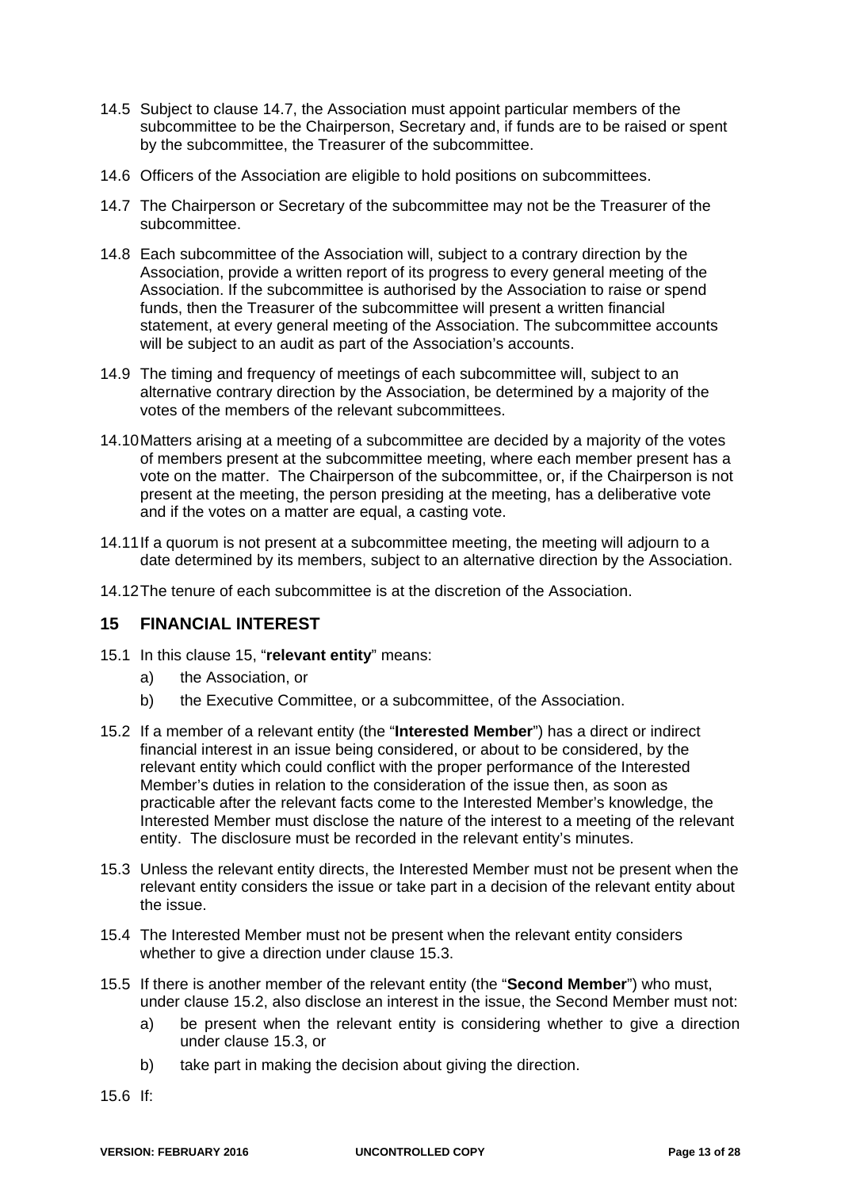14.5 Subject to clause 14.7, the Association must appoint particular members of the subcommittee to be the Chairperson, Secretary and, if funds are to be raised or spent by the subcommittee, the Treasurer of the subcommittee.

14.6 Officers of the Association are eligible to hold positions on subcommittees.

14.7 The Chairperson or Secretary of the subcommittee may not be the Treasurer of the subcommittee.

14.8 Each subcommittee of the Association will, subject to a contrary direction by the Association, provide a written report of its progress to every general meeting of the Association. If the subcommittee is authorised by the Association to raise or spend funds, then the Treasurer of the subcommittee will present a written financial statement, at every general meeting of the Association. The subcommittee accounts will be subject to an audit as part of the Association's accounts.

14.9 The timing and frequency of meetings of each subcommittee will, subject to an alternative contrary direction by the Association, be determined by a majority of the votes of the members of the relevant subcommittees.

14.10 Matters arising at a meeting of a subcommittee are decided by a majority of the votes of members present at the subcommittee meeting, where each member present has a vote on the matter. The Chairperson of the subcommittee, or, if the Chairperson is not present at the meeting, the person presiding at the meeting, has a deliberative vote and if the votes on a matter are equal, a casting vote.

14.11 If a quorum is not present at a subcommittee meeting, the meeting will adjourn to a date determined by its members, subject to an alternative direction by the Association.

14.12 The tenure of each subcommittee is at the discretion of the Association.

## 15 FINANCIAL INTEREST

15.1 In this clause 15, "**relevant entity**" means:

a) the Association, or

b) the Executive Committee, or a subcommittee, of the Association.

15.2 If a member of a relevant entity (the "**Interested Member**") has a direct or indirect financial interest in an issue being considered, or about to be considered, by the relevant entity which could conflict with the proper performance of the Interested Member's duties in relation to the consideration of the issue then, as soon as practicable after the relevant facts come to the Interested Member's knowledge, the Interested Member must disclose the nature of the interest to a meeting of the relevant entity. The disclosure must be recorded in the relevant entity's minutes.

15.3 Unless the relevant entity directs, the Interested Member must not be present when the relevant entity considers the issue or take part in a decision of the relevant entity about the issue.

15.4 The Interested Member must not be present when the relevant entity considers whether to give a direction under clause 15.3.

15.5 If there is another member of the relevant entity (the "**Second Member**") who must, under clause 15.2, also disclose an interest in the issue, the Second Member must not:

a) be present when the relevant entity is considering whether to give a direction under clause 15.3, or

b) take part in making the decision about giving the direction.

15.6 If: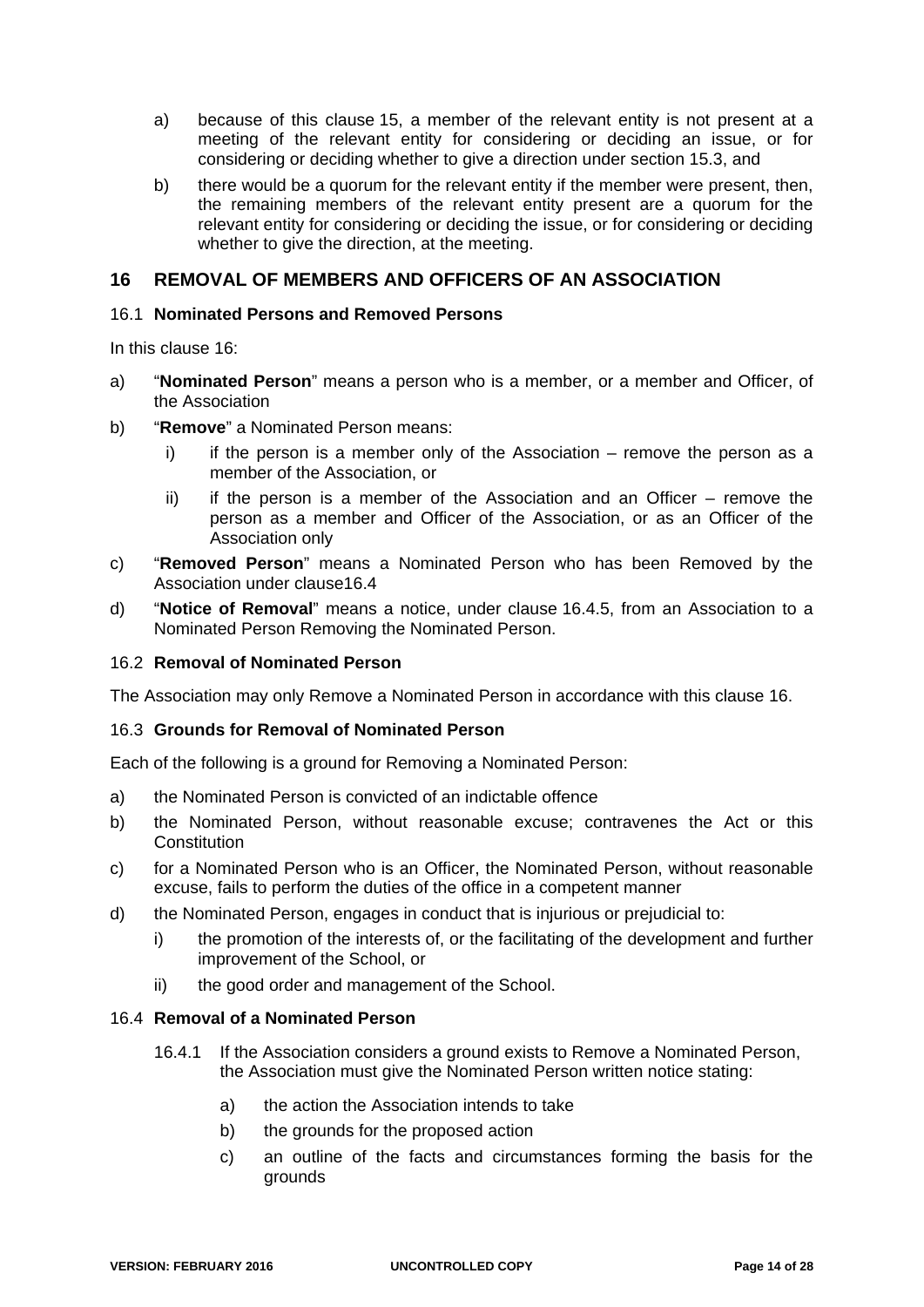a) because of this clause 15, a member of the relevant entity is not present at a meeting of the relevant entity for considering or deciding an issue, or for considering or deciding whether to give a direction under section 15.3, and

b) there would be a quorum for the relevant entity if the member were present, then, the remaining members of the relevant entity present are a quorum for the relevant entity for considering or deciding the issue, or for considering or deciding whether to give the direction, at the meeting.

## 16 REMOVAL OF MEMBERS AND OFFICERS OF AN ASSOCIATION

### 16.1 Nominated Persons and Removed Persons

In this clause 16:

a) "**Nominated Person**" means a person who is a member, or a member and Officer, of the Association

b) "**Remove**" a Nominated Person means:

   i) if the person is a member only of the Association – remove the person as a member of the Association, or

   ii) if the person is a member of the Association and an Officer – remove the person as a member and Officer of the Association, or as an Officer of the Association only

c) "**Removed Person**" means a Nominated Person who has been Removed by the Association under clause16.4

d) "**Notice of Removal**" means a notice, under clause 16.4.5, from an Association to a Nominated Person Removing the Nominated Person.

### 16.2 Removal of Nominated Person

The Association may only Remove a Nominated Person in accordance with this clause 16.

### 16.3 Grounds for Removal of Nominated Person

Each of the following is a ground for Removing a Nominated Person:

a) the Nominated Person is convicted of an indictable offence

b) the Nominated Person, without reasonable excuse; contravenes the Act or this Constitution

c) for a Nominated Person who is an Officer, the Nominated Person, without reasonable excuse, fails to perform the duties of the office in a competent manner

d) the Nominated Person, engages in conduct that is injurious or prejudicial to:

   i) the promotion of the interests of, or the facilitating of the development and further improvement of the School, or

   ii) the good order and management of the School.

### 16.4 Removal of a Nominated Person

16.4.1 If the Association considers a ground exists to Remove a Nominated Person, the Association must give the Nominated Person written notice stating:

   a) the action the Association intends to take

   b) the grounds for the proposed action

   c) an outline of the facts and circumstances forming the basis for the grounds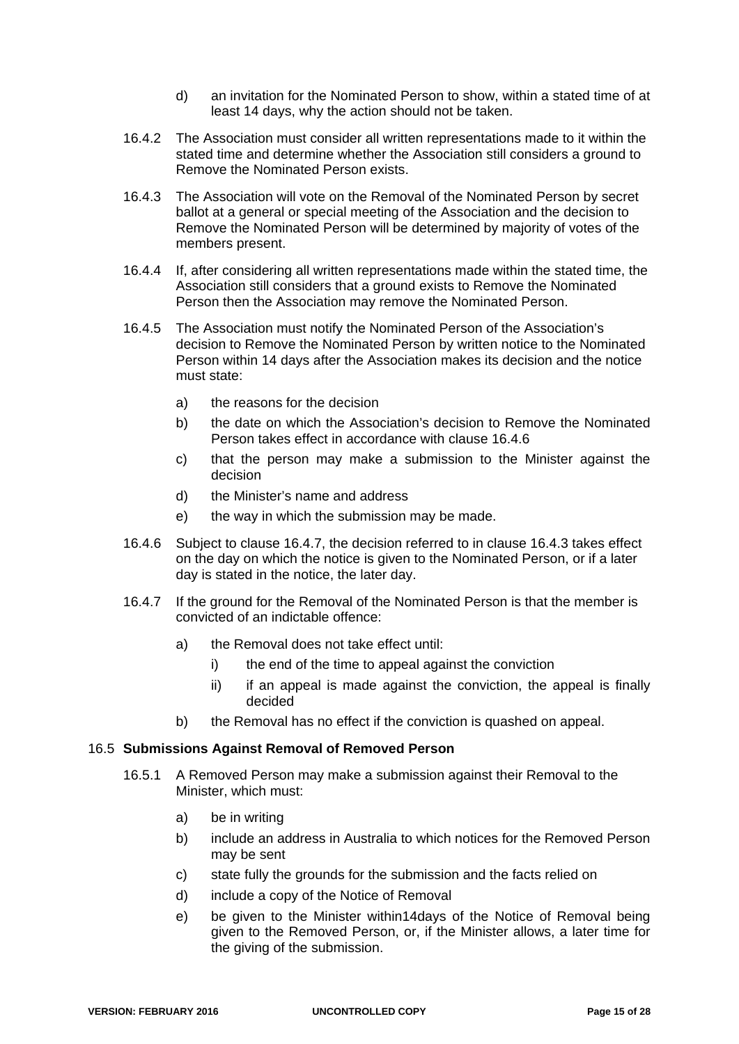d) an invitation for the Nominated Person to show, within a stated time of at least 14 days, why the action should not be taken.

16.4.2 The Association must consider all written representations made to it within the stated time and determine whether the Association still considers a ground to Remove the Nominated Person exists.

16.4.3 The Association will vote on the Removal of the Nominated Person by secret ballot at a general or special meeting of the Association and the decision to Remove the Nominated Person will be determined by majority of votes of the members present.

16.4.4 If, after considering all written representations made within the stated time, the Association still considers that a ground exists to Remove the Nominated Person then the Association may remove the Nominated Person.

16.4.5 The Association must notify the Nominated Person of the Association's decision to Remove the Nominated Person by written notice to the Nominated Person within 14 days after the Association makes its decision and the notice must state:

a) the reasons for the decision

b) the date on which the Association's decision to Remove the Nominated Person takes effect in accordance with clause 16.4.6

c) that the person may make a submission to the Minister against the decision

d) the Minister's name and address

e) the way in which the submission may be made.

16.4.6 Subject to clause 16.4.7, the decision referred to in clause 16.4.3 takes effect on the day on which the notice is given to the Nominated Person, or if a later day is stated in the notice, the later day.

16.4.7 If the ground for the Removal of the Nominated Person is that the member is convicted of an indictable offence:

a) the Removal does not take effect until:

  i) the end of the time to appeal against the conviction

  ii) if an appeal is made against the conviction, the appeal is finally decided

b) the Removal has no effect if the conviction is quashed on appeal.

## 16.5 Submissions Against Removal of Removed Person

16.5.1 A Removed Person may make a submission against their Removal to the Minister, which must:

a) be in writing

b) include an address in Australia to which notices for the Removed Person may be sent

c) state fully the grounds for the submission and the facts relied on

d) include a copy of the Notice of Removal

e) be given to the Minister within14days of the Notice of Removal being given to the Removed Person, or, if the Minister allows, a later time for the giving of the submission.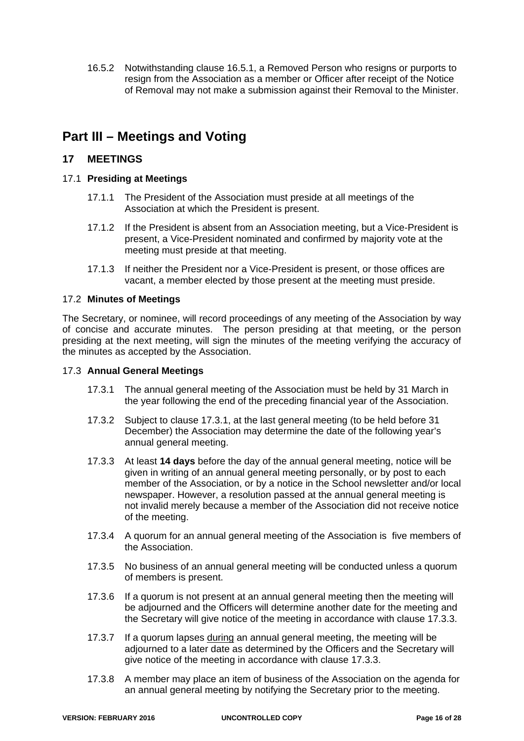16.5.2 Notwithstanding clause 16.5.1, a Removed Person who resigns or purports to resign from the Association as a member or Officer after receipt of the Notice of Removal may not make a submission against their Removal to the Minister.

# Part III – Meetings and Voting

## 17 MEETINGS

### 17.1 Presiding at Meetings

17.1.1 The President of the Association must preside at all meetings of the Association at which the President is present.

17.1.2 If the President is absent from an Association meeting, but a Vice-President is present, a Vice-President nominated and confirmed by majority vote at the meeting must preside at that meeting.

17.1.3 If neither the President nor a Vice-President is present, or those offices are vacant, a member elected by those present at the meeting must preside.

### 17.2 Minutes of Meetings

The Secretary, or nominee, will record proceedings of any meeting of the Association by way of concise and accurate minutes. The person presiding at that meeting, or the person presiding at the next meeting, will sign the minutes of the meeting verifying the accuracy of the minutes as accepted by the Association.

### 17.3 Annual General Meetings

17.3.1 The annual general meeting of the Association must be held by 31 March in the year following the end of the preceding financial year of the Association.

17.3.2 Subject to clause 17.3.1, at the last general meeting (to be held before 31 December) the Association may determine the date of the following year's annual general meeting.

17.3.3 At least **14 days** before the day of the annual general meeting, notice will be given in writing of an annual general meeting personally, or by post to each member of the Association, or by a notice in the School newsletter and/or local newspaper. However, a resolution passed at the annual general meeting is not invalid merely because a member of the Association did not receive notice of the meeting.

17.3.4 A quorum for an annual general meeting of the Association is five members of the Association.

17.3.5 No business of an annual general meeting will be conducted unless a quorum of members is present.

17.3.6 If a quorum is not present at an annual general meeting then the meeting will be adjourned and the Officers will determine another date for the meeting and the Secretary will give notice of the meeting in accordance with clause 17.3.3.

17.3.7 If a quorum lapses <u>during</u> an annual general meeting, the meeting will be adjourned to a later date as determined by the Officers and the Secretary will give notice of the meeting in accordance with clause 17.3.3.

17.3.8 A member may place an item of business of the Association on the agenda for an annual general meeting by notifying the Secretary prior to the meeting.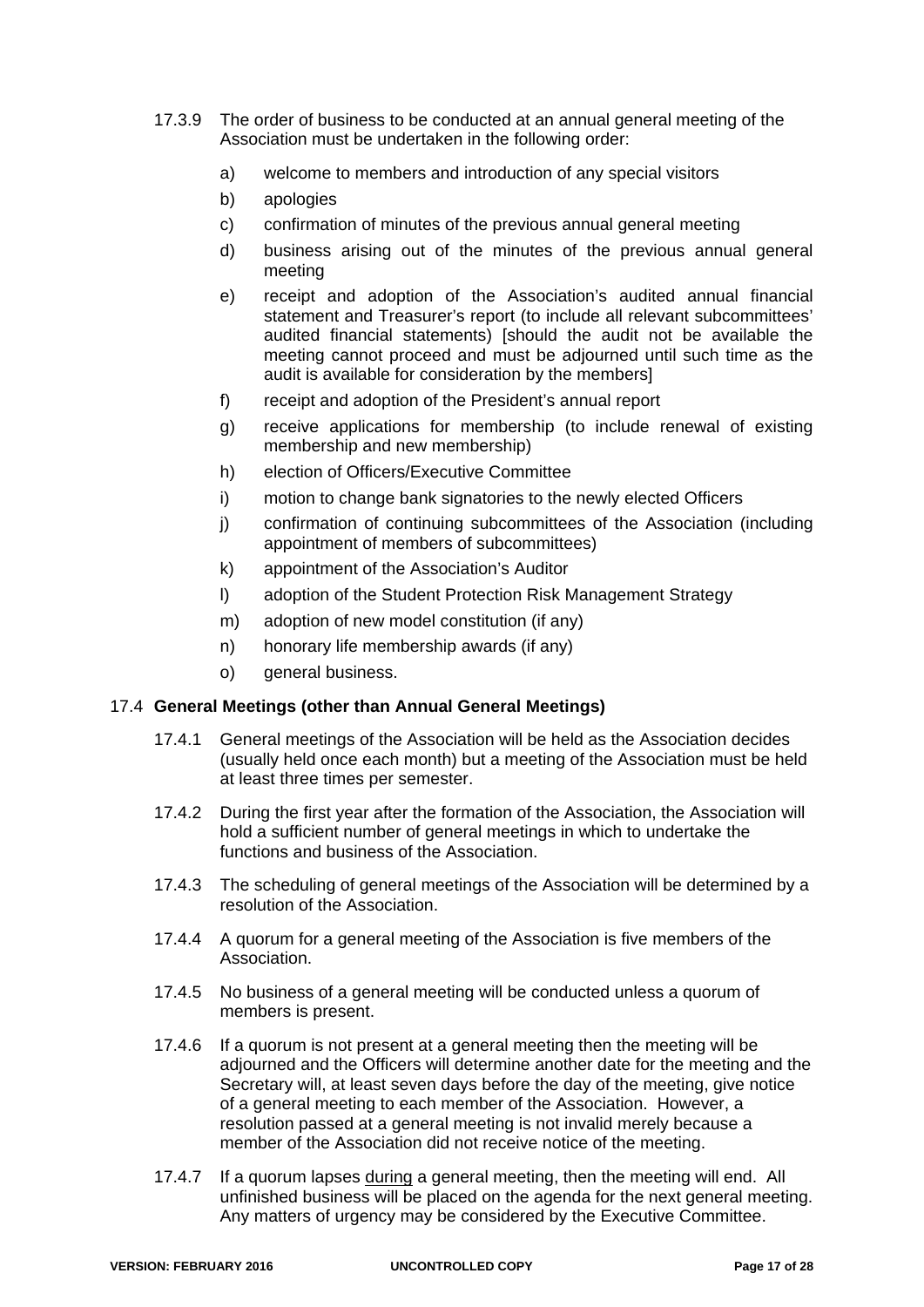17.3.9 The order of business to be conducted at an annual general meeting of the Association must be undertaken in the following order:

a) welcome to members and introduction of any special visitors

b) apologies

c) confirmation of minutes of the previous annual general meeting

d) business arising out of the minutes of the previous annual general meeting

e) receipt and adoption of the Association's audited annual financial statement and Treasurer's report (to include all relevant subcommittees' audited financial statements) [should the audit not be available the meeting cannot proceed and must be adjourned until such time as the audit is available for consideration by the members]

f) receipt and adoption of the President's annual report

g) receive applications for membership (to include renewal of existing membership and new membership)

h) election of Officers/Executive Committee

i) motion to change bank signatories to the newly elected Officers

j) confirmation of continuing subcommittees of the Association (including appointment of members of subcommittees)

k) appointment of the Association's Auditor

l) adoption of the Student Protection Risk Management Strategy

m) adoption of new model constitution (if any)

n) honorary life membership awards (if any)

o) general business.

### 17.4 General Meetings (other than Annual General Meetings)

17.4.1 General meetings of the Association will be held as the Association decides (usually held once each month) but a meeting of the Association must be held at least three times per semester.

17.4.2 During the first year after the formation of the Association, the Association will hold a sufficient number of general meetings in which to undertake the functions and business of the Association.

17.4.3 The scheduling of general meetings of the Association will be determined by a resolution of the Association.

17.4.4 A quorum for a general meeting of the Association is five members of the Association.

17.4.5 No business of a general meeting will be conducted unless a quorum of members is present.

17.4.6 If a quorum is not present at a general meeting then the meeting will be adjourned and the Officers will determine another date for the meeting and the Secretary will, at least seven days before the day of the meeting, give notice of a general meeting to each member of the Association. However, a resolution passed at a general meeting is not invalid merely because a member of the Association did not receive notice of the meeting.

17.4.7 If a quorum lapses <u>during</u> a general meeting, then the meeting will end. All unfinished business will be placed on the agenda for the next general meeting. Any matters of urgency may be considered by the Executive Committee.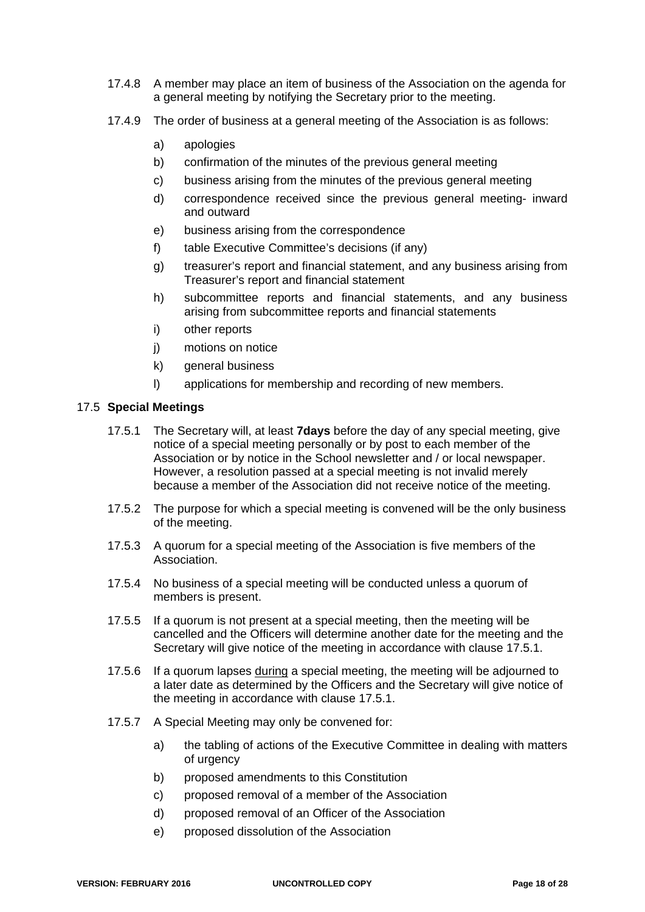17.4.8 A member may place an item of business of the Association on the agenda for a general meeting by notifying the Secretary prior to the meeting.

17.4.9 The order of business at a general meeting of the Association is as follows:

a) apologies

b) confirmation of the minutes of the previous general meeting

c) business arising from the minutes of the previous general meeting

d) correspondence received since the previous general meeting- inward and outward

e) business arising from the correspondence

f) table Executive Committee's decisions (if any)

g) treasurer's report and financial statement, and any business arising from Treasurer's report and financial statement

h) subcommittee reports and financial statements, and any business arising from subcommittee reports and financial statements

i) other reports

j) motions on notice

k) general business

l) applications for membership and recording of new members.

## 17.5 Special Meetings

17.5.1 The Secretary will, at least **7days** before the day of any special meeting, give notice of a special meeting personally or by post to each member of the Association or by notice in the School newsletter and / or local newspaper. However, a resolution passed at a special meeting is not invalid merely because a member of the Association did not receive notice of the meeting.

17.5.2 The purpose for which a special meeting is convened will be the only business of the meeting.

17.5.3 A quorum for a special meeting of the Association is five members of the Association.

17.5.4 No business of a special meeting will be conducted unless a quorum of members is present.

17.5.5 If a quorum is not present at a special meeting, then the meeting will be cancelled and the Officers will determine another date for the meeting and the Secretary will give notice of the meeting in accordance with clause 17.5.1.

17.5.6 If a quorum lapses <u>during</u> a special meeting, the meeting will be adjourned to a later date as determined by the Officers and the Secretary will give notice of the meeting in accordance with clause 17.5.1.

17.5.7 A Special Meeting may only be convened for:

a) the tabling of actions of the Executive Committee in dealing with matters of urgency

b) proposed amendments to this Constitution

c) proposed removal of a member of the Association

d) proposed removal of an Officer of the Association

e) proposed dissolution of the Association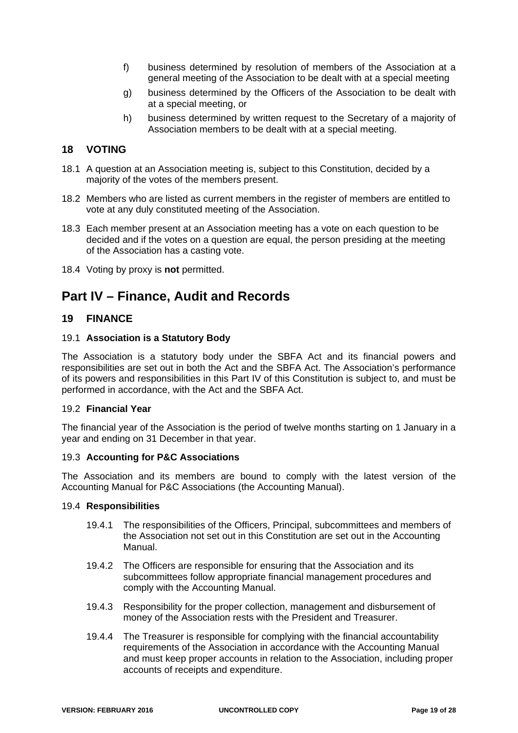f) business determined by resolution of members of the Association at a general meeting of the Association to be dealt with at a special meeting

g) business determined by the Officers of the Association to be dealt with at a special meeting, or

h) business determined by written request to the Secretary of a majority of Association members to be dealt with at a special meeting.

## 18 VOTING

18.1 A question at an Association meeting is, subject to this Constitution, decided by a majority of the votes of the members present.

18.2 Members who are listed as current members in the register of members are entitled to vote at any duly constituted meeting of the Association.

18.3 Each member present at an Association meeting has a vote on each question to be decided and if the votes on a question are equal, the person presiding at the meeting of the Association has a casting vote.

18.4 Voting by proxy is **not** permitted.

# Part IV – Finance, Audit and Records

## 19 FINANCE

### 19.1 Association is a Statutory Body

The Association is a statutory body under the SBFA Act and its financial powers and responsibilities are set out in both the Act and the SBFA Act. The Association's performance of its powers and responsibilities in this Part IV of this Constitution is subject to, and must be performed in accordance, with the Act and the SBFA Act.

### 19.2 Financial Year

The financial year of the Association is the period of twelve months starting on 1 January in a year and ending on 31 December in that year.

### 19.3 Accounting for P&C Associations

The Association and its members are bound to comply with the latest version of the Accounting Manual for P&C Associations (the Accounting Manual).

### 19.4 Responsibilities

19.4.1 The responsibilities of the Officers, Principal, subcommittees and members of the Association not set out in this Constitution are set out in the Accounting Manual.

19.4.2 The Officers are responsible for ensuring that the Association and its subcommittees follow appropriate financial management procedures and comply with the Accounting Manual.

19.4.3 Responsibility for the proper collection, management and disbursement of money of the Association rests with the President and Treasurer.

19.4.4 The Treasurer is responsible for complying with the financial accountability requirements of the Association in accordance with the Accounting Manual and must keep proper accounts in relation to the Association, including proper accounts of receipts and expenditure.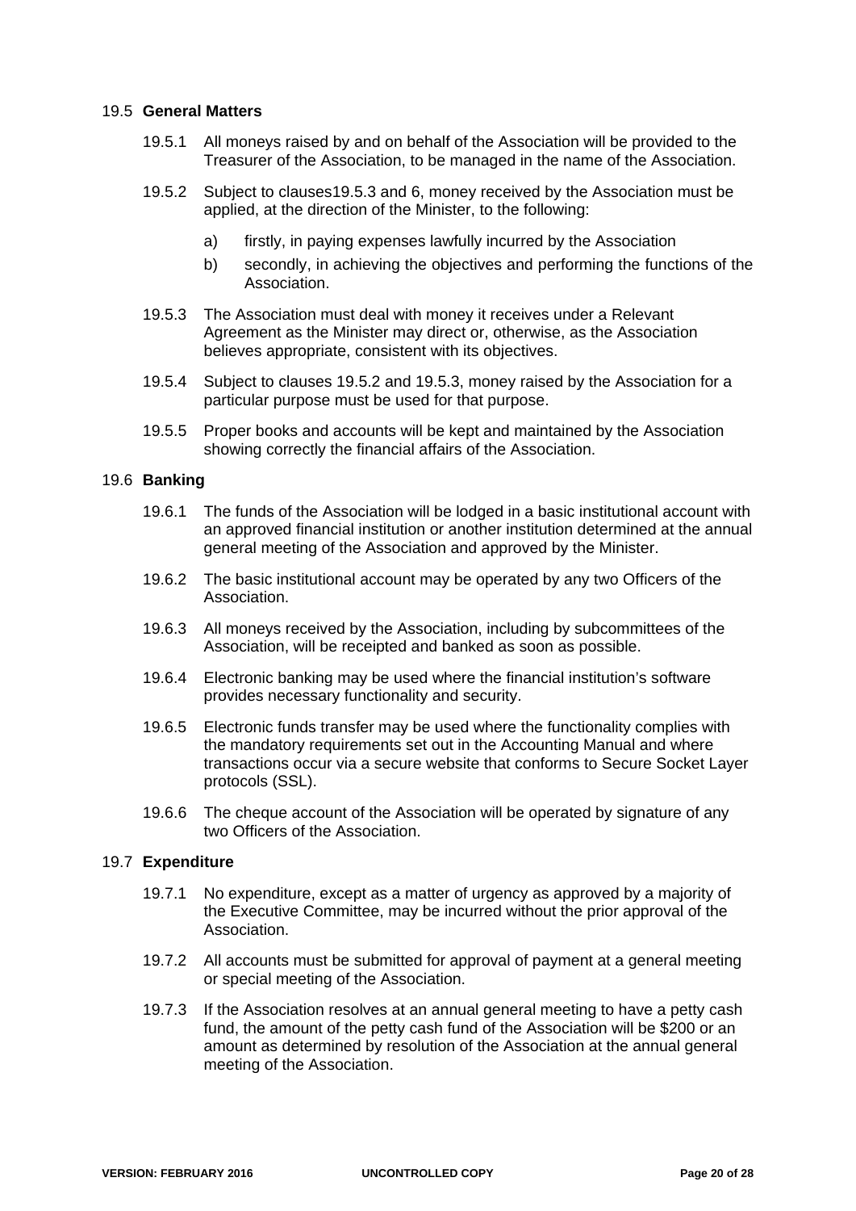### 19.5 **General Matters**

19.5.1 All moneys raised by and on behalf of the Association will be provided to the Treasurer of the Association, to be managed in the name of the Association.

19.5.2 Subject to clauses19.5.3 and 6, money received by the Association must be applied, at the direction of the Minister, to the following:

- a) firstly, in paying expenses lawfully incurred by the Association
- b) secondly, in achieving the objectives and performing the functions of the Association.

19.5.3 The Association must deal with money it receives under a Relevant Agreement as the Minister may direct or, otherwise, as the Association believes appropriate, consistent with its objectives.

19.5.4 Subject to clauses 19.5.2 and 19.5.3, money raised by the Association for a particular purpose must be used for that purpose.

19.5.5 Proper books and accounts will be kept and maintained by the Association showing correctly the financial affairs of the Association.

### 19.6 **Banking**

19.6.1 The funds of the Association will be lodged in a basic institutional account with an approved financial institution or another institution determined at the annual general meeting of the Association and approved by the Minister.

19.6.2 The basic institutional account may be operated by any two Officers of the Association.

19.6.3 All moneys received by the Association, including by subcommittees of the Association, will be receipted and banked as soon as possible.

19.6.4 Electronic banking may be used where the financial institution's software provides necessary functionality and security.

19.6.5 Electronic funds transfer may be used where the functionality complies with the mandatory requirements set out in the Accounting Manual and where transactions occur via a secure website that conforms to Secure Socket Layer protocols (SSL).

19.6.6 The cheque account of the Association will be operated by signature of any two Officers of the Association.

### 19.7 **Expenditure**

19.7.1 No expenditure, except as a matter of urgency as approved by a majority of the Executive Committee, may be incurred without the prior approval of the Association.

19.7.2 All accounts must be submitted for approval of payment at a general meeting or special meeting of the Association.

19.7.3 If the Association resolves at an annual general meeting to have a petty cash fund, the amount of the petty cash fund of the Association will be $200 or an amount as determined by resolution of the Association at the annual general meeting of the Association.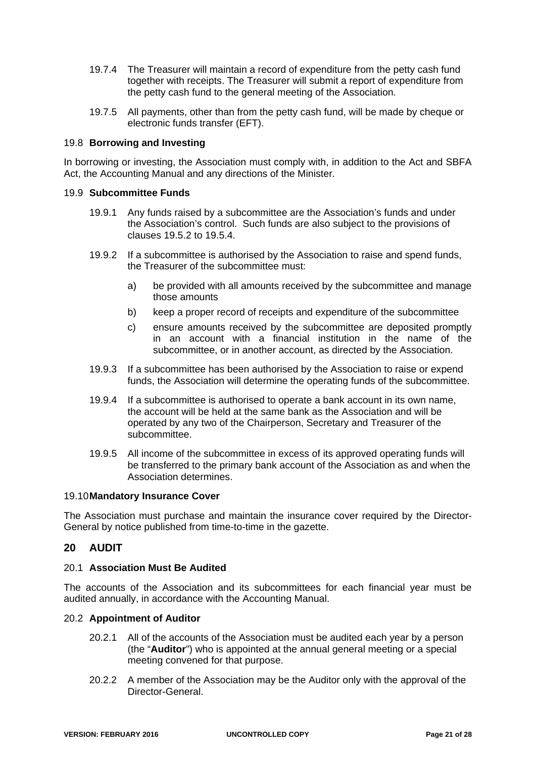19.7.4 The Treasurer will maintain a record of expenditure from the petty cash fund together with receipts. The Treasurer will submit a report of expenditure from the petty cash fund to the general meeting of the Association.

19.7.5 All payments, other than from the petty cash fund, will be made by cheque or electronic funds transfer (EFT).

### 19.8 Borrowing and Investing

In borrowing or investing, the Association must comply with, in addition to the Act and SBFA Act, the Accounting Manual and any directions of the Minister.

### 19.9 Subcommittee Funds

19.9.1 Any funds raised by a subcommittee are the Association's funds and under the Association's control. Such funds are also subject to the provisions of clauses 19.5.2 to 19.5.4.

19.9.2 If a subcommittee is authorised by the Association to raise and spend funds, the Treasurer of the subcommittee must:

a) be provided with all amounts received by the subcommittee and manage those amounts

b) keep a proper record of receipts and expenditure of the subcommittee

c) ensure amounts received by the subcommittee are deposited promptly in an account with a financial institution in the name of the subcommittee, or in another account, as directed by the Association.

19.9.3 If a subcommittee has been authorised by the Association to raise or expend funds, the Association will determine the operating funds of the subcommittee.

19.9.4 If a subcommittee is authorised to operate a bank account in its own name, the account will be held at the same bank as the Association and will be operated by any two of the Chairperson, Secretary and Treasurer of the subcommittee.

19.9.5 All income of the subcommittee in excess of its approved operating funds will be transferred to the primary bank account of the Association as and when the Association determines.

### 19.10 Mandatory Insurance Cover

The Association must purchase and maintain the insurance cover required by the Director-General by notice published from time-to-time in the gazette.

## 20 AUDIT

### 20.1 Association Must Be Audited

The accounts of the Association and its subcommittees for each financial year must be audited annually, in accordance with the Accounting Manual.

### 20.2 Appointment of Auditor

20.2.1 All of the accounts of the Association must be audited each year by a person (the "**Auditor**") who is appointed at the annual general meeting or a special meeting convened for that purpose.

20.2.2 A member of the Association may be the Auditor only with the approval of the Director-General.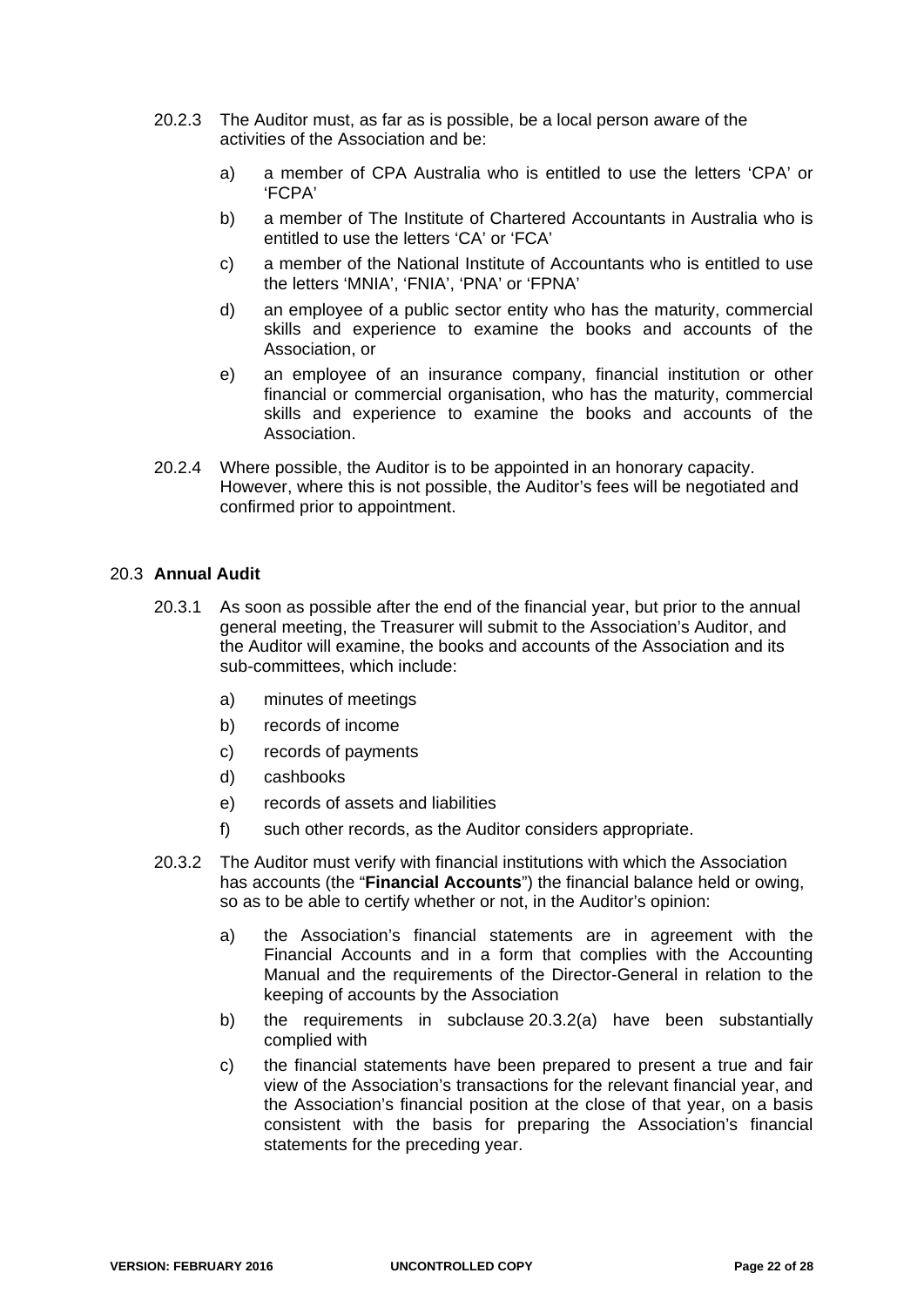20.2.3 The Auditor must, as far as is possible, be a local person aware of the activities of the Association and be:

a) a member of CPA Australia who is entitled to use the letters 'CPA' or 'FCPA'

b) a member of The Institute of Chartered Accountants in Australia who is entitled to use the letters 'CA' or 'FCA'

c) a member of the National Institute of Accountants who is entitled to use the letters 'MNIA', 'FNIA', 'PNA' or 'FPNA'

d) an employee of a public sector entity who has the maturity, commercial skills and experience to examine the books and accounts of the Association, or

e) an employee of an insurance company, financial institution or other financial or commercial organisation, who has the maturity, commercial skills and experience to examine the books and accounts of the Association.

20.2.4 Where possible, the Auditor is to be appointed in an honorary capacity. However, where this is not possible, the Auditor's fees will be negotiated and confirmed prior to appointment.

### 20.3 **Annual Audit**

20.3.1 As soon as possible after the end of the financial year, but prior to the annual general meeting, the Treasurer will submit to the Association's Auditor, and the Auditor will examine, the books and accounts of the Association and its sub-committees, which include:

a) minutes of meetings

b) records of income

c) records of payments

d) cashbooks

e) records of assets and liabilities

f) such other records, as the Auditor considers appropriate.

20.3.2 The Auditor must verify with financial institutions with which the Association has accounts (the "**Financial Accounts**") the financial balance held or owing, so as to be able to certify whether or not, in the Auditor's opinion:

a) the Association's financial statements are in agreement with the Financial Accounts and in a form that complies with the Accounting Manual and the requirements of the Director-General in relation to the keeping of accounts by the Association

b) the requirements in subclause 20.3.2(a) have been substantially complied with

c) the financial statements have been prepared to present a true and fair view of the Association's transactions for the relevant financial year, and the Association's financial position at the close of that year, on a basis consistent with the basis for preparing the Association's financial statements for the preceding year.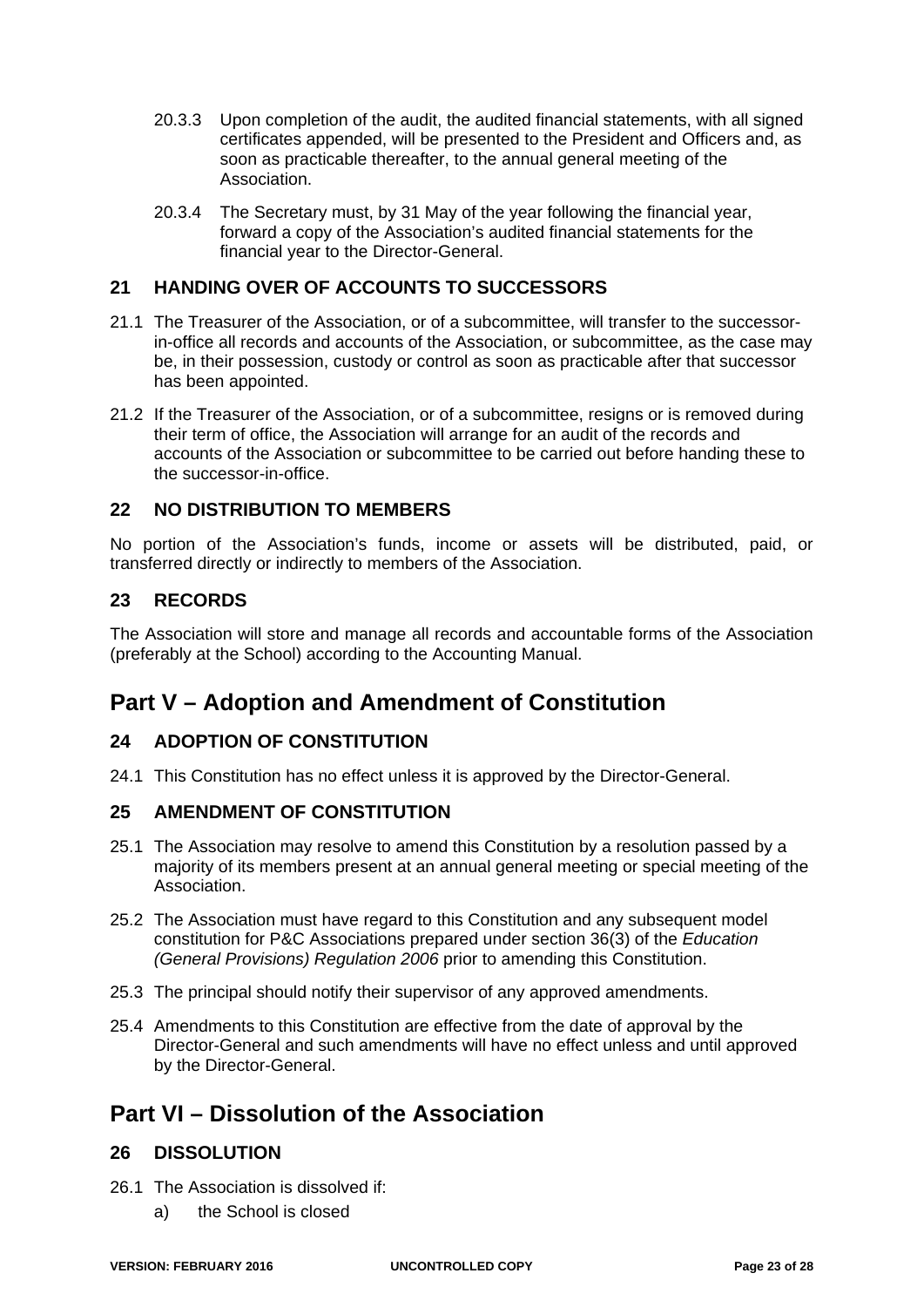20.3.3 Upon completion of the audit, the audited financial statements, with all signed certificates appended, will be presented to the President and Officers and, as soon as practicable thereafter, to the annual general meeting of the Association.

20.3.4 The Secretary must, by 31 May of the year following the financial year, forward a copy of the Association's audited financial statements for the financial year to the Director-General.

### 21 HANDING OVER OF ACCOUNTS TO SUCCESSORS

21.1 The Treasurer of the Association, or of a subcommittee, will transfer to the successor-in-office all records and accounts of the Association, or subcommittee, as the case may be, in their possession, custody or control as soon as practicable after that successor has been appointed.

21.2 If the Treasurer of the Association, or of a subcommittee, resigns or is removed during their term of office, the Association will arrange for an audit of the records and accounts of the Association or subcommittee to be carried out before handing these to the successor-in-office.

### 22 NO DISTRIBUTION TO MEMBERS

No portion of the Association's funds, income or assets will be distributed, paid, or transferred directly or indirectly to members of the Association.

### 23 RECORDS

The Association will store and manage all records and accountable forms of the Association (preferably at the School) according to the Accounting Manual.

## Part V – Adoption and Amendment of Constitution

### 24 ADOPTION OF CONSTITUTION

24.1 This Constitution has no effect unless it is approved by the Director-General.

### 25 AMENDMENT OF CONSTITUTION

25.1 The Association may resolve to amend this Constitution by a resolution passed by a majority of its members present at an annual general meeting or special meeting of the Association.

25.2 The Association must have regard to this Constitution and any subsequent model constitution for P&C Associations prepared under section 36(3) of the *Education (General Provisions) Regulation 2006* prior to amending this Constitution.

25.3 The principal should notify their supervisor of any approved amendments.

25.4 Amendments to this Constitution are effective from the date of approval by the Director-General and such amendments will have no effect unless and until approved by the Director-General.

## Part VI – Dissolution of the Association

### 26 DISSOLUTION

26.1 The Association is dissolved if:

a) the School is closed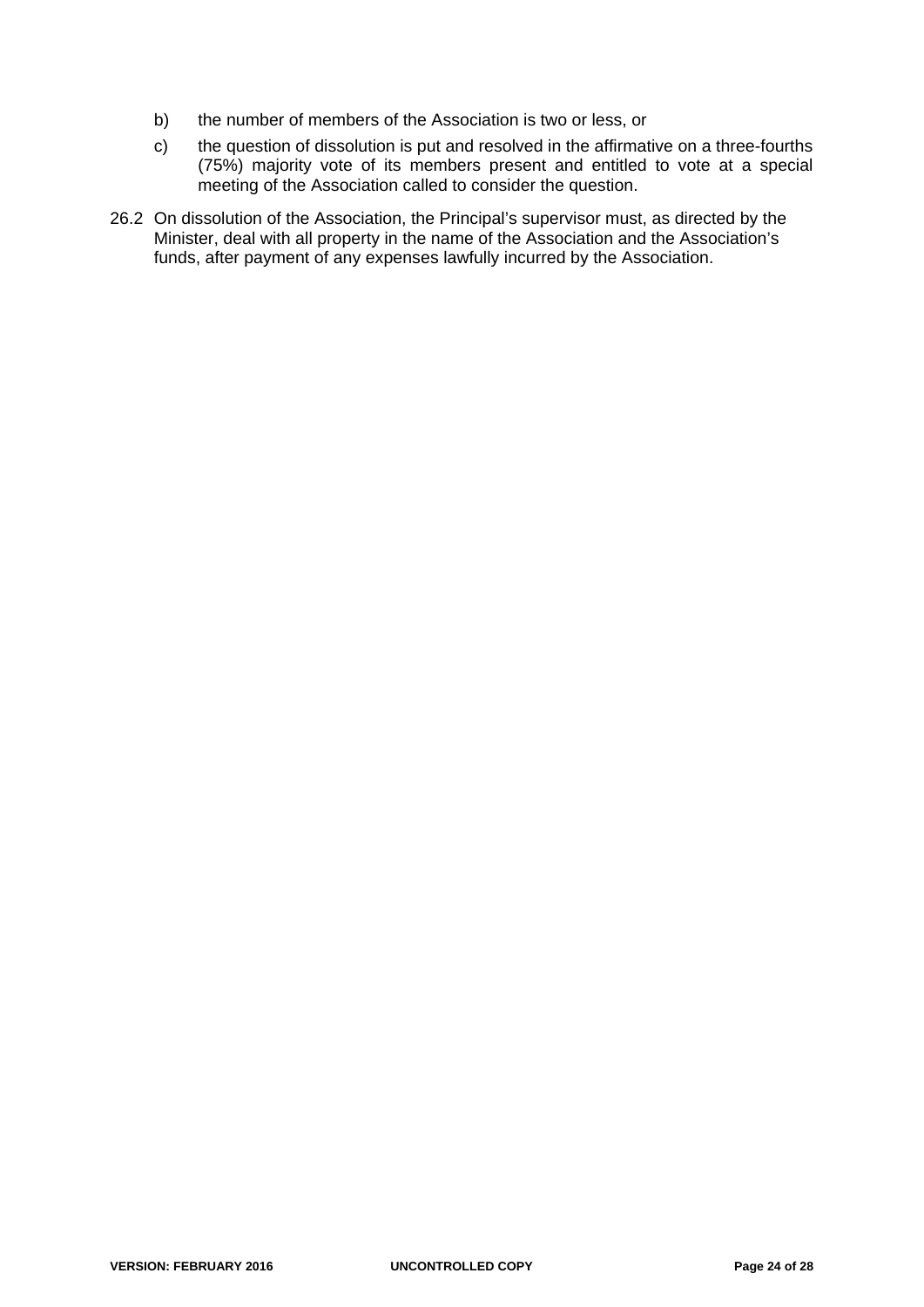b) the number of members of the Association is two or less, or

c) the question of dissolution is put and resolved in the affirmative on a three-fourths (75%) majority vote of its members present and entitled to vote at a special meeting of the Association called to consider the question.

26.2 On dissolution of the Association, the Principal's supervisor must, as directed by the Minister, deal with all property in the name of the Association and the Association's funds, after payment of any expenses lawfully incurred by the Association.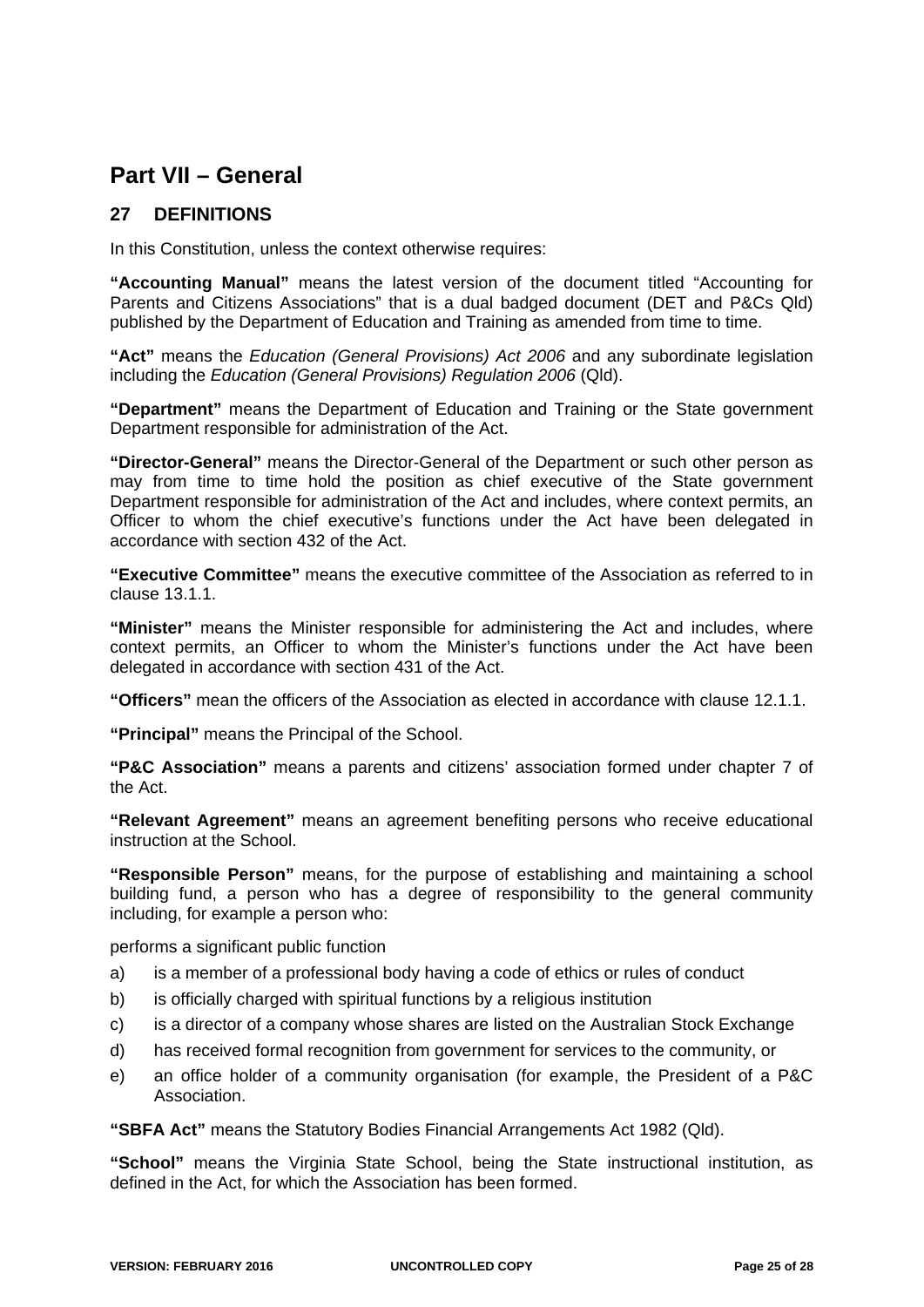# Part VII – General

## 27 DEFINITIONS

In this Constitution, unless the context otherwise requires:

**"Accounting Manual"** means the latest version of the document titled "Accounting for Parents and Citizens Associations" that is a dual badged document (DET and P&Cs Qld) published by the Department of Education and Training as amended from time to time.

**"Act"** means the *Education (General Provisions) Act 2006* and any subordinate legislation including the *Education (General Provisions) Regulation 2006* (Qld).

**"Department"** means the Department of Education and Training or the State government Department responsible for administration of the Act.

**"Director-General"** means the Director-General of the Department or such other person as may from time to time hold the position as chief executive of the State government Department responsible for administration of the Act and includes, where context permits, an Officer to whom the chief executive's functions under the Act have been delegated in accordance with section 432 of the Act.

**"Executive Committee"** means the executive committee of the Association as referred to in clause 13.1.1.

**"Minister"** means the Minister responsible for administering the Act and includes, where context permits, an Officer to whom the Minister's functions under the Act have been delegated in accordance with section 431 of the Act.

**"Officers"** mean the officers of the Association as elected in accordance with clause 12.1.1.

**"Principal"** means the Principal of the School.

**"P&C Association"** means a parents and citizens' association formed under chapter 7 of the Act.

**"Relevant Agreement"** means an agreement benefiting persons who receive educational instruction at the School.

**"Responsible Person"** means, for the purpose of establishing and maintaining a school building fund, a person who has a degree of responsibility to the general community including, for example a person who:

performs a significant public function

a) is a member of a professional body having a code of ethics or rules of conduct

b) is officially charged with spiritual functions by a religious institution

c) is a director of a company whose shares are listed on the Australian Stock Exchange

d) has received formal recognition from government for services to the community, or

e) an office holder of a community organisation (for example, the President of a P&C Association.

**"SBFA Act"** means the Statutory Bodies Financial Arrangements Act 1982 (Qld).

**"School"** means the Virginia State School, being the State instructional institution, as defined in the Act, for which the Association has been formed.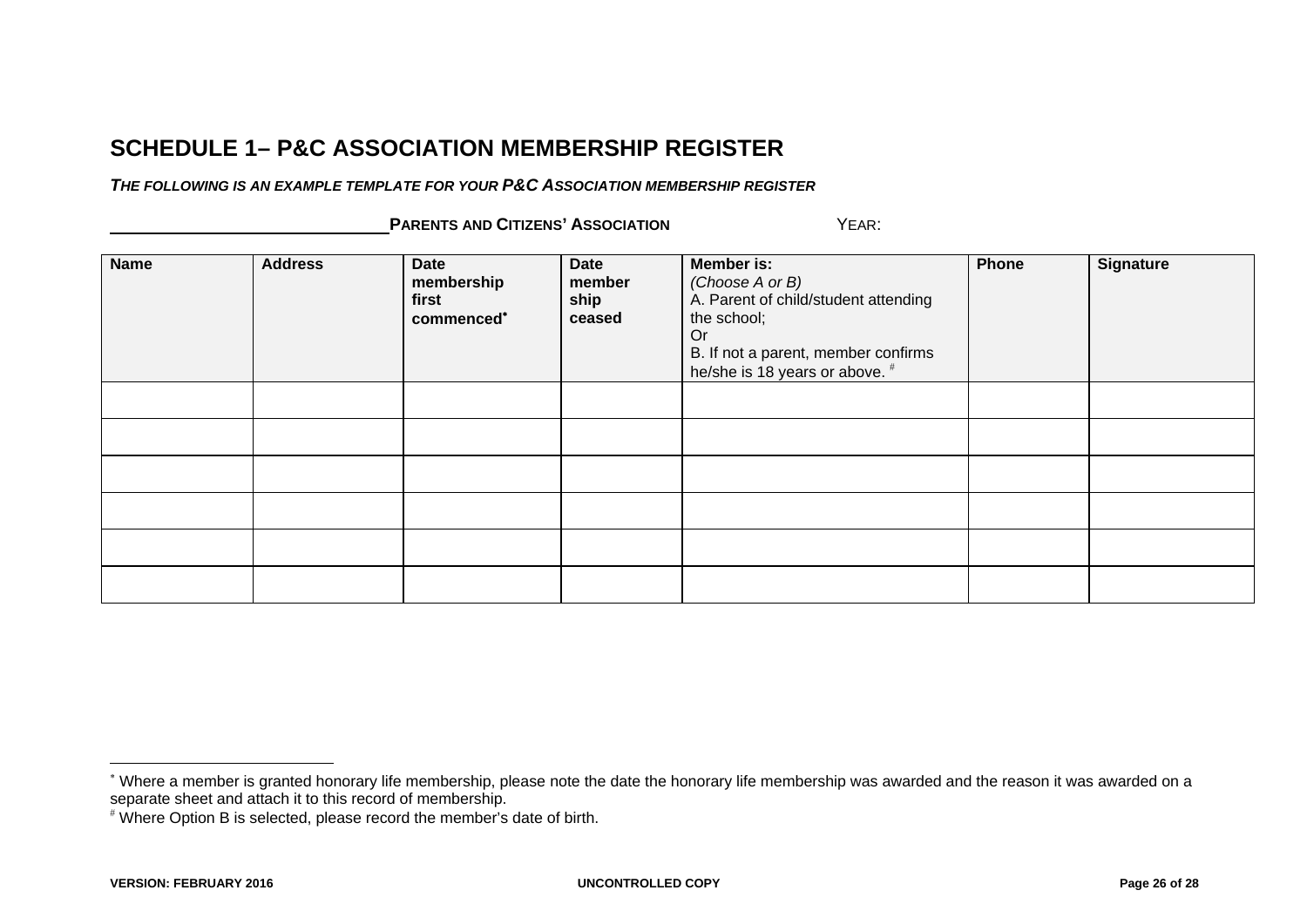## SCHEDULE 1– P&C ASSOCIATION MEMBERSHIP REGISTER

***THE FOLLOWING IS AN EXAMPLE TEMPLATE FOR YOUR P&C ASSOCIATION MEMBERSHIP REGISTER***

______________________________ **PARENTS AND CITIZENS' ASSOCIATION** YEAR:

| **Name** | **Address** | **Date membership first commenced*** | **Date member ship ceased** | **Member is:** *(Choose A or B)* A. Parent of child/student attending the school; Or B. If not a parent, member confirms he/she is 18 years or above. # | **Phone** | **Signature** |
|---|---|---|---|---|---|---|
| | | | | | | |
| | | | | | | |
| | | | | | | |
| | | | | | | |
| | | | | | | |
| | | | | | | |

---

* Where a member is granted honorary life membership, please note the date the honorary life membership was awarded and the reason it was awarded on a separate sheet and attach it to this record of membership.

# Where Option B is selected, please record the member's date of birth.

**VERSION: FEBRUARY 2016** **UNCONTROLLED COPY**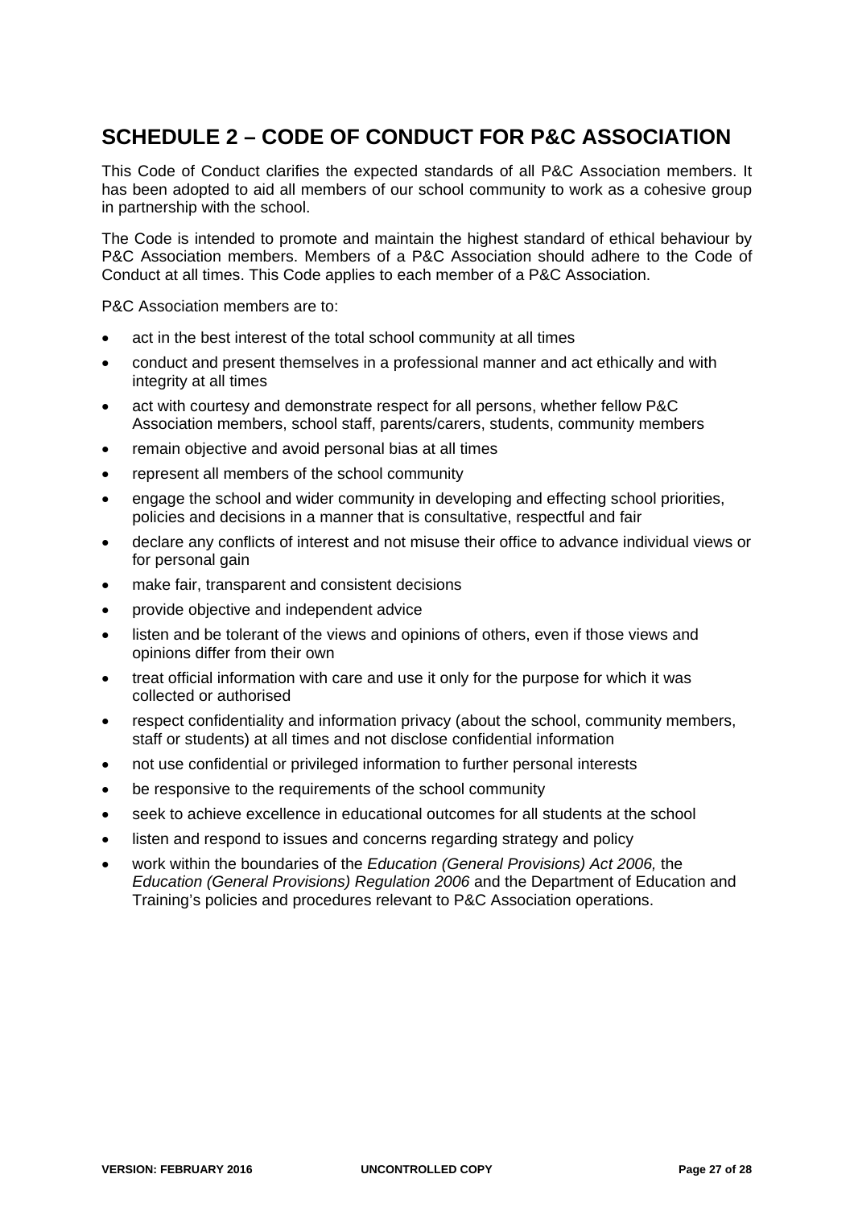## SCHEDULE 2 – CODE OF CONDUCT FOR P&C ASSOCIATION

This Code of Conduct clarifies the expected standards of all P&C Association members. It has been adopted to aid all members of our school community to work as a cohesive group in partnership with the school.

The Code is intended to promote and maintain the highest standard of ethical behaviour by P&C Association members. Members of a P&C Association should adhere to the Code of Conduct at all times. This Code applies to each member of a P&C Association.

P&C Association members are to:

- act in the best interest of the total school community at all times
- conduct and present themselves in a professional manner and act ethically and with integrity at all times
- act with courtesy and demonstrate respect for all persons, whether fellow P&C Association members, school staff, parents/carers, students, community members
- remain objective and avoid personal bias at all times
- represent all members of the school community
- engage the school and wider community in developing and effecting school priorities, policies and decisions in a manner that is consultative, respectful and fair
- declare any conflicts of interest and not misuse their office to advance individual views or for personal gain
- make fair, transparent and consistent decisions
- provide objective and independent advice
- listen and be tolerant of the views and opinions of others, even if those views and opinions differ from their own
- treat official information with care and use it only for the purpose for which it was collected or authorised
- respect confidentiality and information privacy (about the school, community members, staff or students) at all times and not disclose confidential information
- not use confidential or privileged information to further personal interests
- be responsive to the requirements of the school community
- seek to achieve excellence in educational outcomes for all students at the school
- listen and respond to issues and concerns regarding strategy and policy
- work within the boundaries of the *Education (General Provisions) Act 2006,* the *Education (General Provisions) Regulation 2006* and the Department of Education and Training's policies and procedures relevant to P&C Association operations.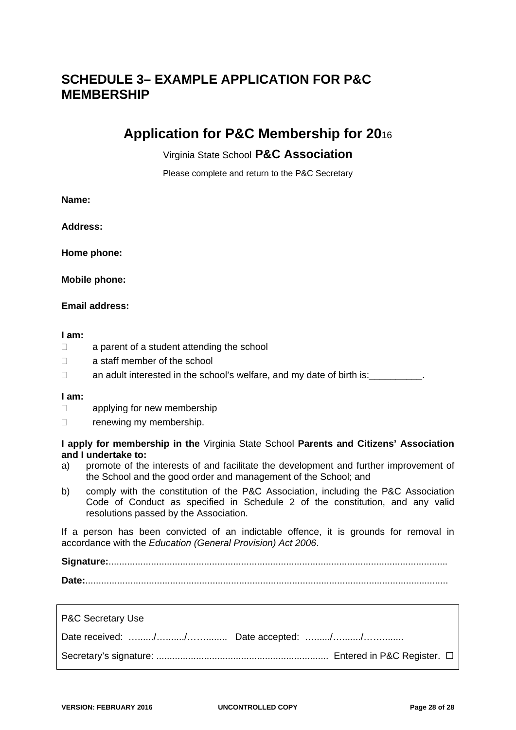# SCHEDULE 3– EXAMPLE APPLICATION FOR P&C MEMBERSHIP

## Application for P&C Membership for 2016

Virginia State School **P&C Association**

Please complete and return to the P&C Secretary

**Name:**

**Address:**

**Home phone:**

**Mobile phone:**

**Email address:**

**I am:**

- ☐ a parent of a student attending the school
- ☐ a staff member of the school
- ☐ an adult interested in the school's welfare, and my date of birth is:__________.

**I am:**

- ☐ applying for new membership
- ☐ renewing my membership.

**I apply for membership in the** Virginia State School **Parents and Citizens' Association and I undertake to:**

a) promote of the interests of and facilitate the development and further improvement of the School and the good order and management of the School; and

b) comply with the constitution of the P&C Association, including the P&C Association Code of Conduct as specified in Schedule 2 of the constitution, and any valid resolutions passed by the Association.

If a person has been convicted of an indictable offence, it is grounds for removal in accordance with the *Education (General Provision) Act 2006*.

**Signature:**..............................................................................................................................

**Date:**.......................................................................................................................................

| |
|---|
| P&C Secretary Use |
| Date received: ……../………/……....... Date accepted: ……../………/……....... |
| Secretary's signature: ................................................................ Entered in P&C Register. ☐ |